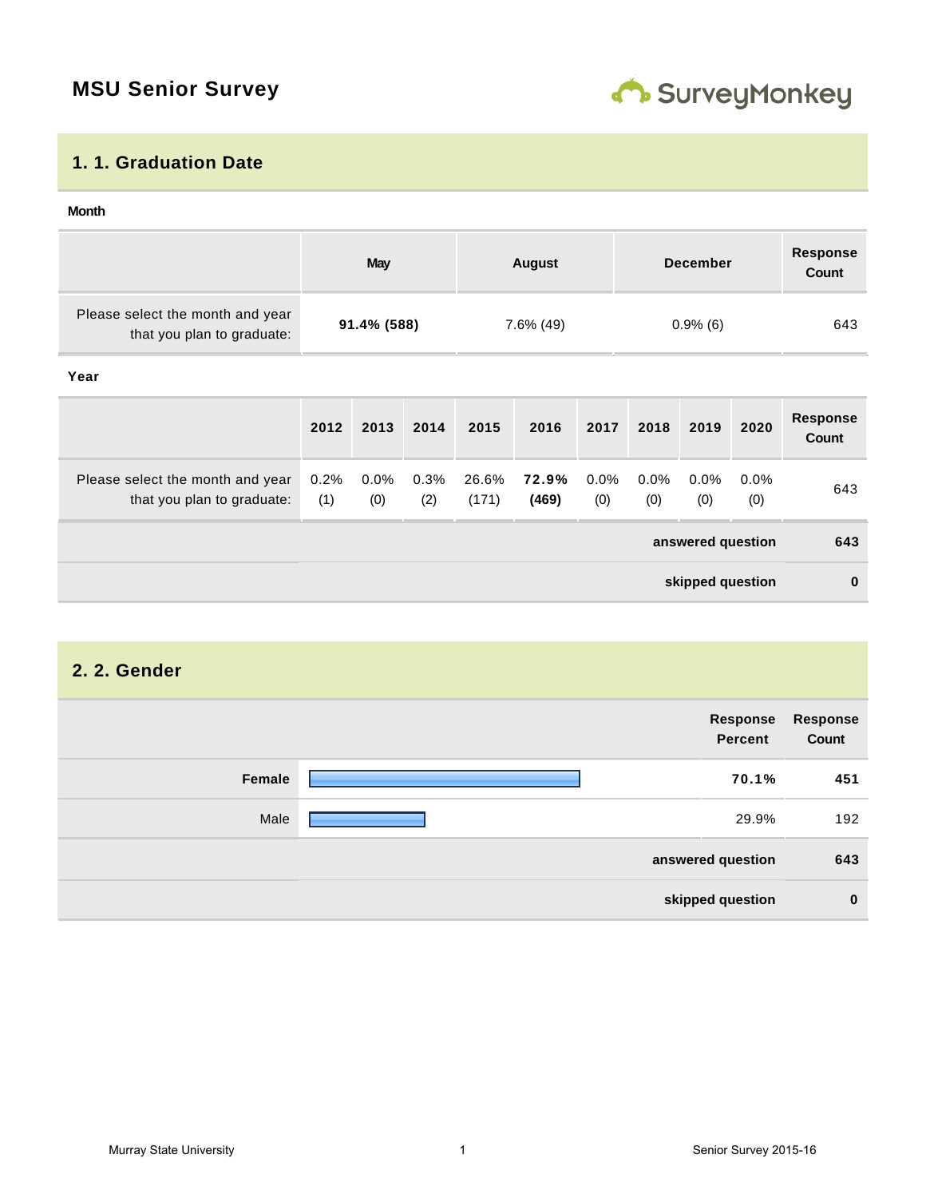# MSU Senior Survey

## 1. 1. Graduation Date

**Month**

| | May | August | December | Response Count |
|---|---|---|---|---|
| Please select the month and year that you plan to graduate: | **91.4% (588)** | 7.6% (49) | 0.9% (6) | 643 |

**Year**

| | 2012 | 2013 | 2014 | 2015 | 2016 | 2017 | 2018 | 2019 | 2020 | Response Count |
|---|---|---|---|---|---|---|---|---|---|---|
| Please select the month and year that you plan to graduate: | 0.2% (1) | 0.0% (0) | 0.3% (2) | 26.6% (171) | **72.9% (469)** | 0.0% (0) | 0.0% (0) | 0.0% (0) | 0.0% (0) | 643 |
| | | | | | | | | | **answered question** | **643** |
| | | | | | | | | | **skipped question** | **0** |

## 2. 2. Gender

| | Response Percent | Response Count |
|---|---|---|
| **Female** | **70.1%** | **451** |
| Male | 29.9% | 192 |
| | **answered question** | **643** |
| | **skipped question** | **0** |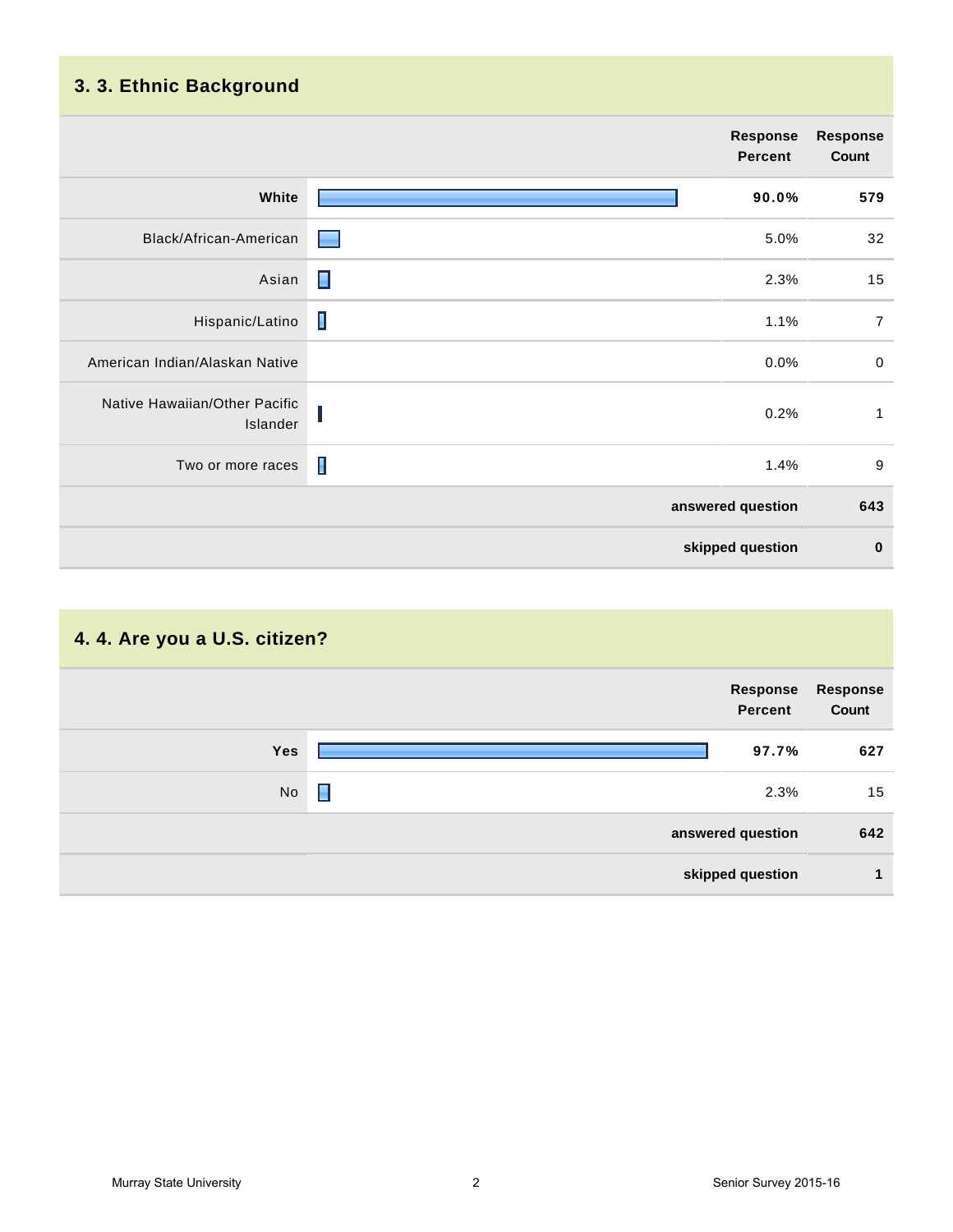## 3. 3. Ethnic Background

| | Response Percent | Response Count |
|---|---|---|
| **White** | **90.0%** | **579** |
| Black/African-American | 5.0% | 32 |
| Asian | 2.3% | 15 |
| Hispanic/Latino | 1.1% | 7 |
| American Indian/Alaskan Native | 0.0% | 0 |
| Native Hawaiian/Other Pacific Islander | 0.2% | 1 |
| Two or more races | 1.4% | 9 |
| | **answered question** | **643** |
| | **skipped question** | **0** |

## 4. 4. Are you a U.S. citizen?

| | Response Percent | Response Count |
|---|---|---|
| **Yes** | **97.7%** | **627** |
| No | 2.3% | 15 |
| | **answered question** | **642** |
| | **skipped question** | **1** |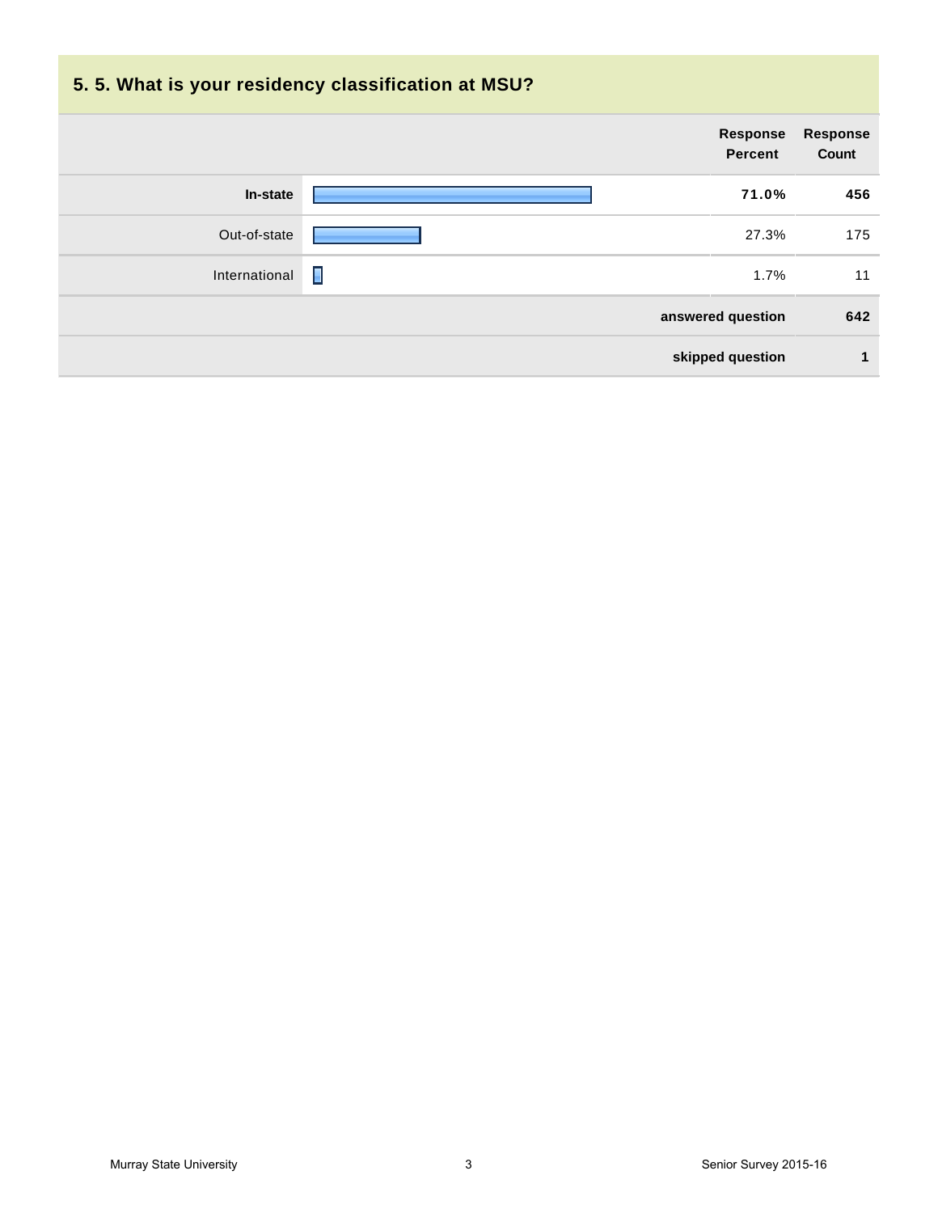## 5. 5. What is your residency classification at MSU?

| | Response Percent | Response Count |
|---|---|---|
| **In-state** | **71.0%** | **456** |
| Out-of-state | 27.3% | 175 |
| International | 1.7% | 11 |
| **answered question** | | **642** |
| **skipped question** | | **1** |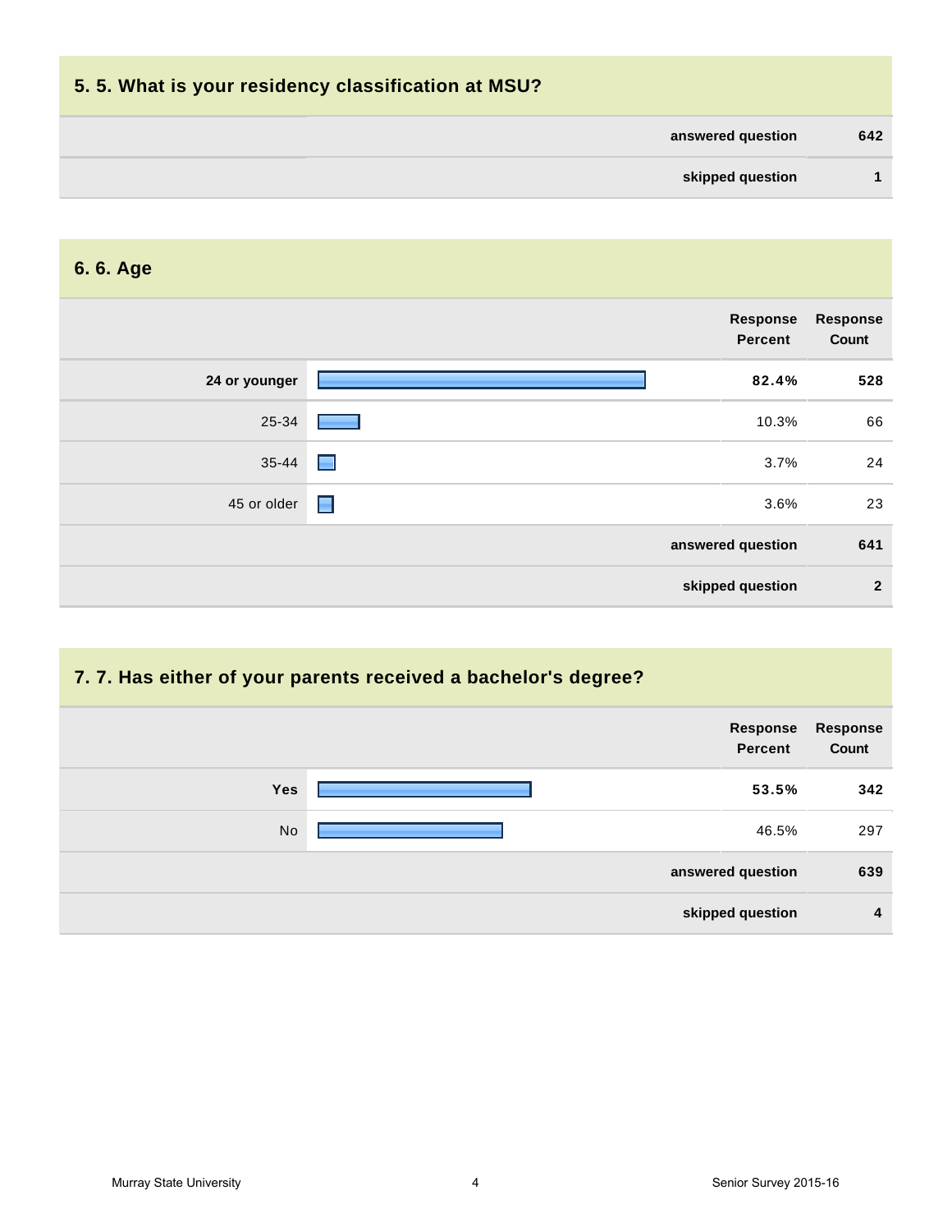## 5. 5. What is your residency classification at MSU?

| | |
|---|---|
| **answered question** | **642** |
| **skipped question** | **1** |

## 6. 6. Age

| | Response Percent | Response Count |
|---|---|---|
| **24 or younger** | **82.4%** | **528** |
| 25-34 | 10.3% | 66 |
| 35-44 | 3.7% | 24 |
| 45 or older | 3.6% | 23 |
| | **answered question** | **641** |
| | **skipped question** | **2** |

## 7. 7. Has either of your parents received a bachelor's degree?

| | Response Percent | Response Count |
|---|---|---|
| **Yes** | **53.5%** | **342** |
| No | 46.5% | 297 |
| | **answered question** | **639** |
| | **skipped question** | **4** |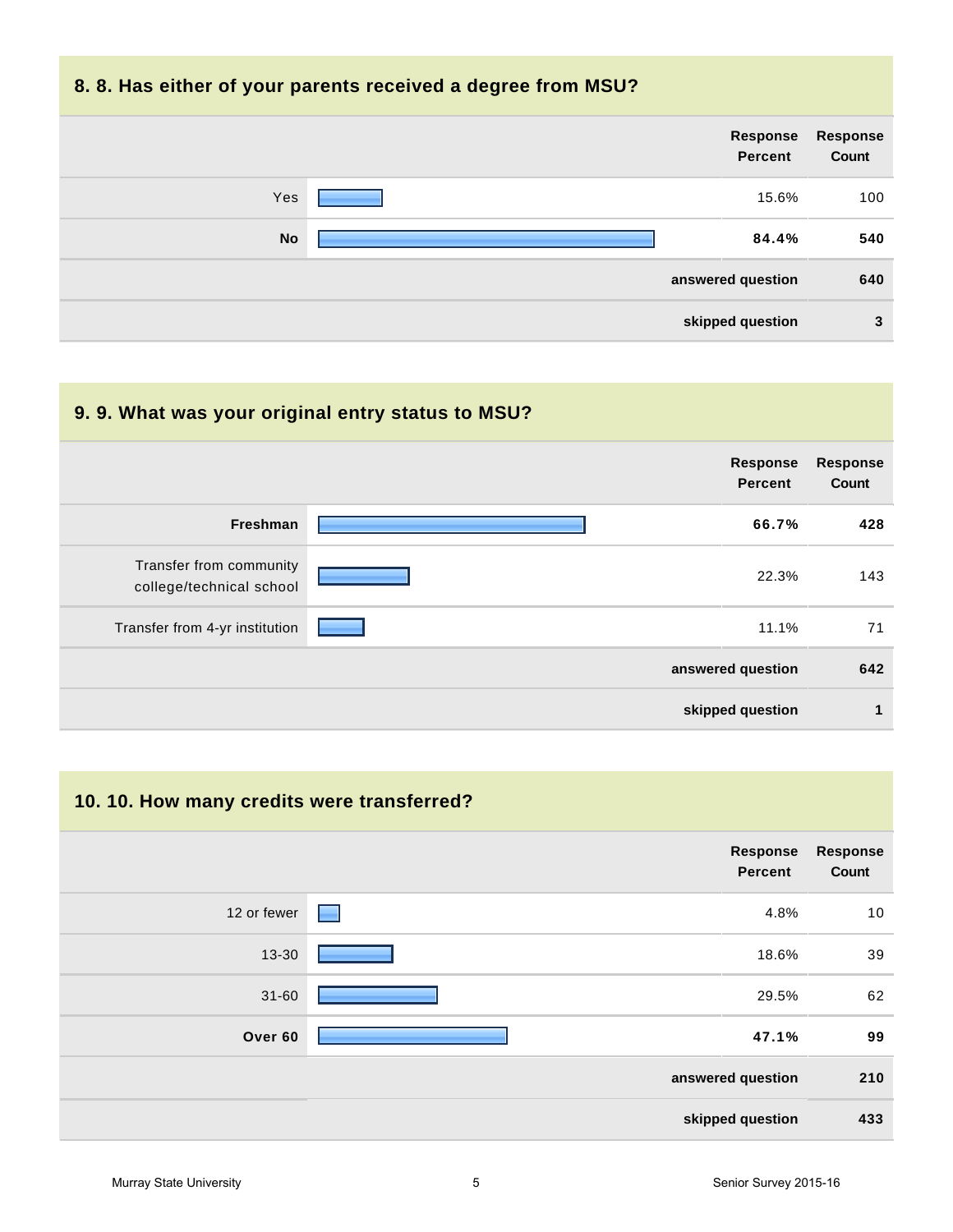## 8. 8. Has either of your parents received a degree from MSU?

| | Response Percent | Response Count |
|---|---|---|
| Yes | 15.6% | 100 |
| **No** | **84.4%** | **540** |
| | **answered question** | **640** |
| | **skipped question** | **3** |

## 9. 9. What was your original entry status to MSU?

| | Response Percent | Response Count |
|---|---|---|
| **Freshman** | **66.7%** | **428** |
| Transfer from community college/technical school | 22.3% | 143 |
| Transfer from 4-yr institution | 11.1% | 71 |
| | **answered question** | **642** |
| | **skipped question** | **1** |

## 10. 10. How many credits were transferred?

| | Response Percent | Response Count |
|---|---|---|
| 12 or fewer | 4.8% | 10 |
| 13-30 | 18.6% | 39 |
| 31-60 | 29.5% | 62 |
| **Over 60** | **47.1%** | **99** |
| | **answered question** | **210** |
| | **skipped question** | **433** |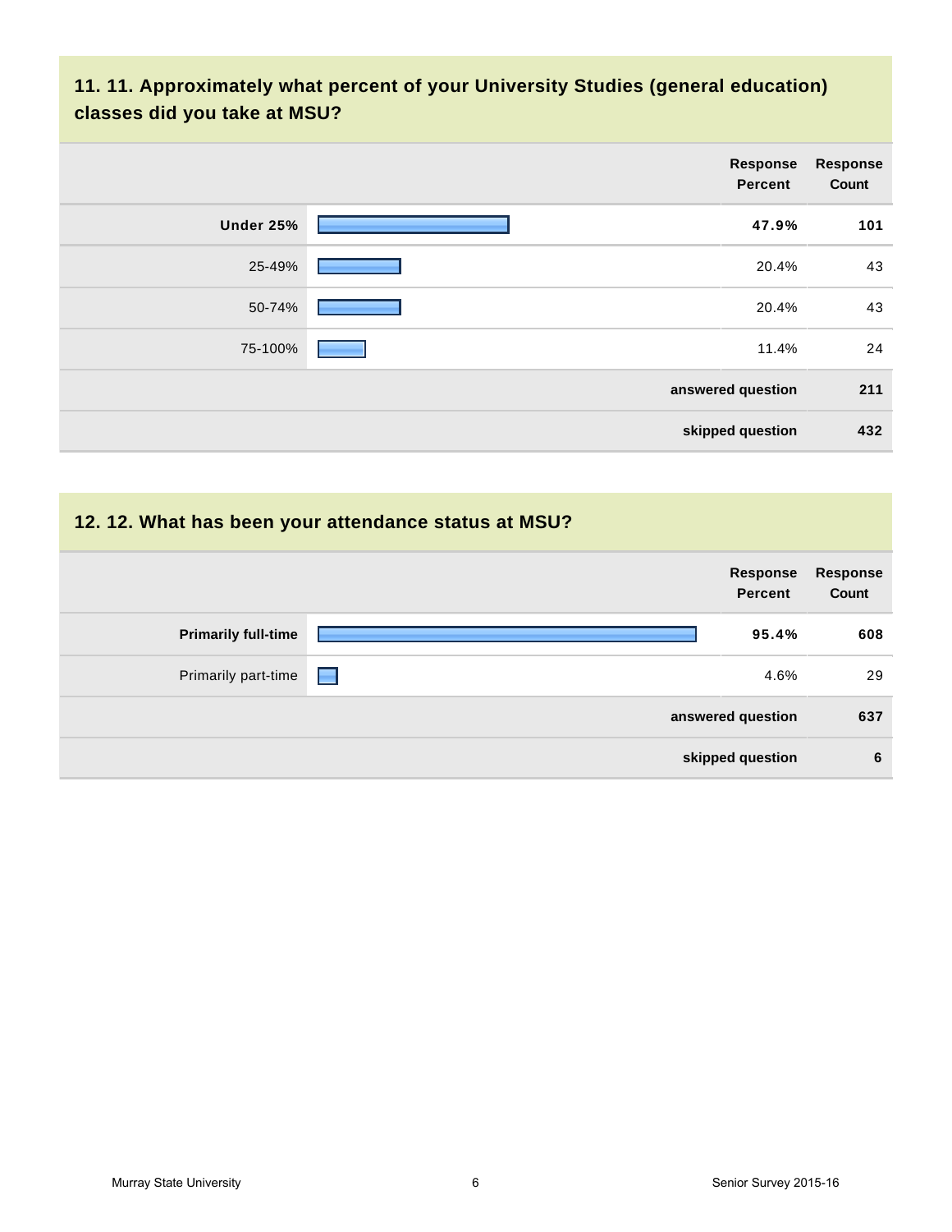## 11. 11. Approximately what percent of your University Studies (general education) classes did you take at MSU?

| | Response Percent | Response Count |
|---|---|---|
| **Under 25%** | **47.9%** | **101** |
| 25-49% | 20.4% | 43 |
| 50-74% | 20.4% | 43 |
| 75-100% | 11.4% | 24 |
| | **answered question** | **211** |
| | **skipped question** | **432** |

## 12. 12. What has been your attendance status at MSU?

| | Response Percent | Response Count |
|---|---|---|
| **Primarily full-time** | **95.4%** | **608** |
| Primarily part-time | 4.6% | 29 |
| | **answered question** | **637** |
| | **skipped question** | **6** |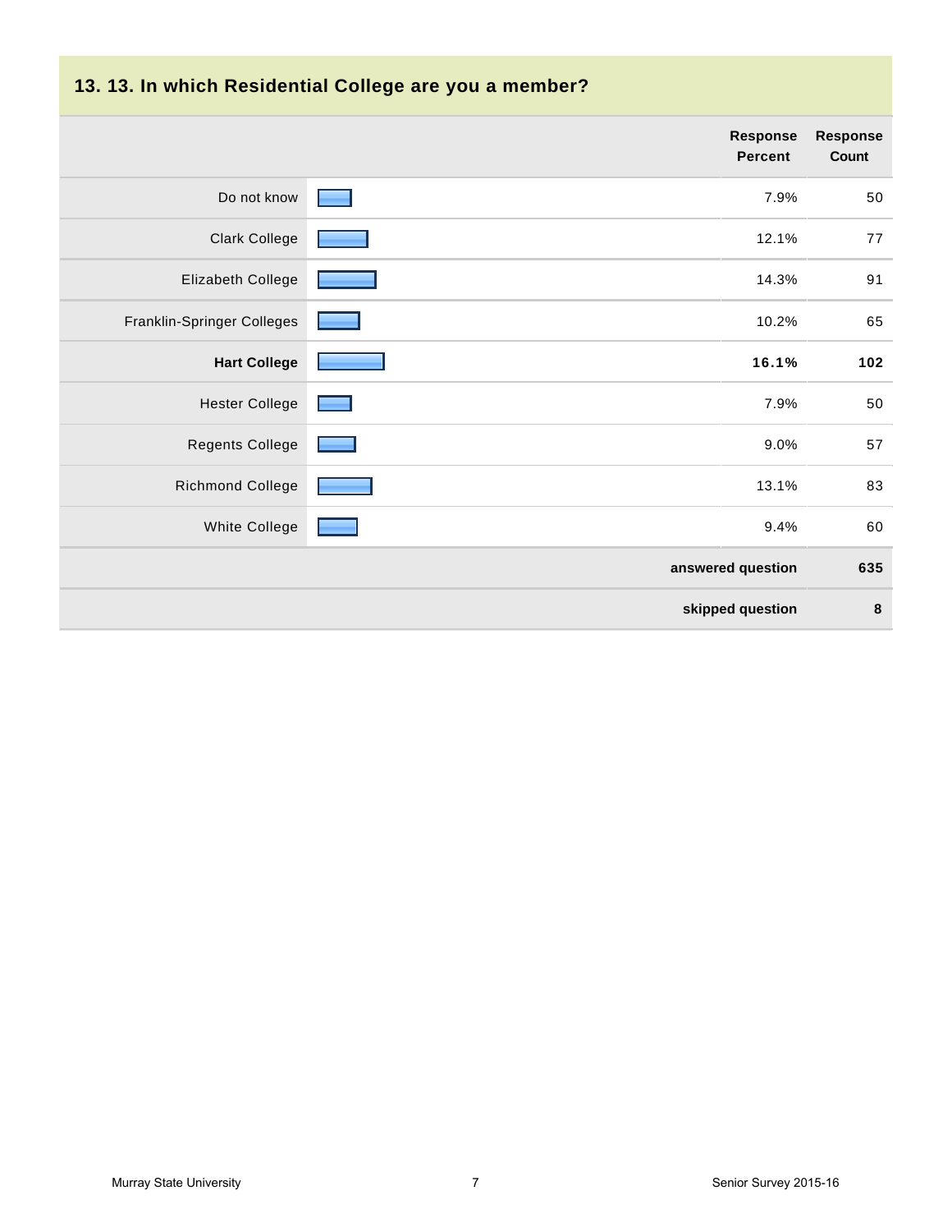## 13. 13. In which Residential College are you a member?

| | Response Percent | Response Count |
|---|---|---|
| Do not know | 7.9% | 50 |
| Clark College | 12.1% | 77 |
| Elizabeth College | 14.3% | 91 |
| Franklin-Springer Colleges | 10.2% | 65 |
| **Hart College** | **16.1%** | **102** |
| Hester College | 7.9% | 50 |
| Regents College | 9.0% | 57 |
| Richmond College | 13.1% | 83 |
| White College | 9.4% | 60 |
| | **answered question** | **635** |
| | **skipped question** | **8** |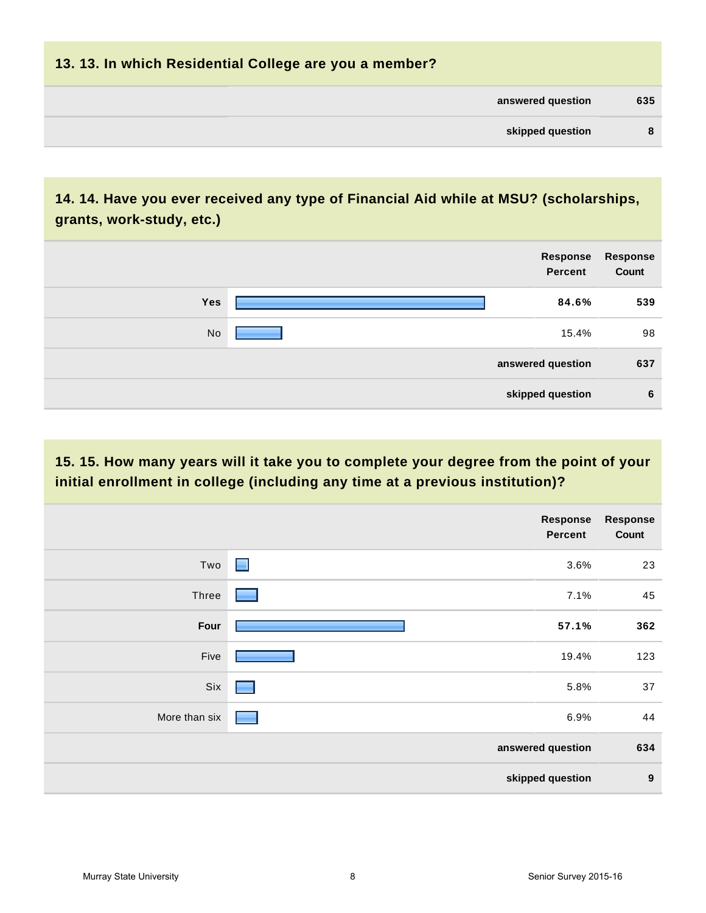## 13. 13. In which Residential College are you a member?

| | |
|---|---|
| **answered question** | **635** |
| **skipped question** | **8** |

## 14. 14. Have you ever received any type of Financial Aid while at MSU? (scholarships, grants, work-study, etc.)

| | Response Percent | Response Count |
|---|---|---|
| **Yes** | **84.6%** | **539** |
| No | 15.4% | 98 |
| **answered question** | | **637** |
| **skipped question** | | **6** |

## 15. 15. How many years will it take you to complete your degree from the point of your initial enrollment in college (including any time at a previous institution)?

| | Response Percent | Response Count |
|---|---|---|
| Two | 3.6% | 23 |
| Three | 7.1% | 45 |
| **Four** | **57.1%** | **362** |
| Five | 19.4% | 123 |
| Six | 5.8% | 37 |
| More than six | 6.9% | 44 |
| **answered question** | | **634** |
| **skipped question** | | **9** |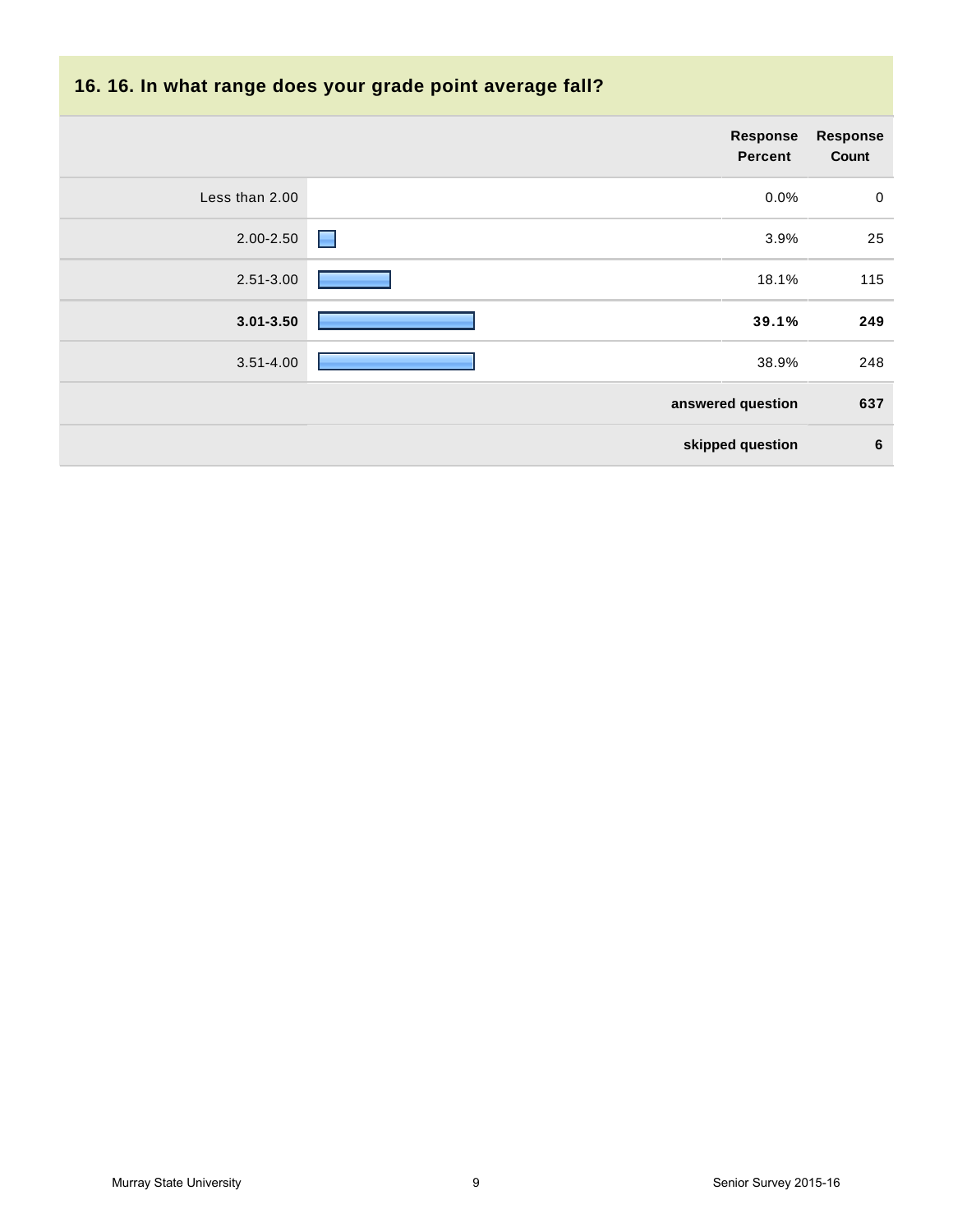## 16. 16. In what range does your grade point average fall?

| | Response Percent | Response Count |
|---|---|---|
| Less than 2.00 | 0.0% | 0 |
| 2.00-2.50 | 3.9% | 25 |
| 2.51-3.00 | 18.1% | 115 |
| **3.01-3.50** | **39.1%** | **249** |
| 3.51-4.00 | 38.9% | 248 |
| | **answered question** | **637** |
| | **skipped question** | **6** |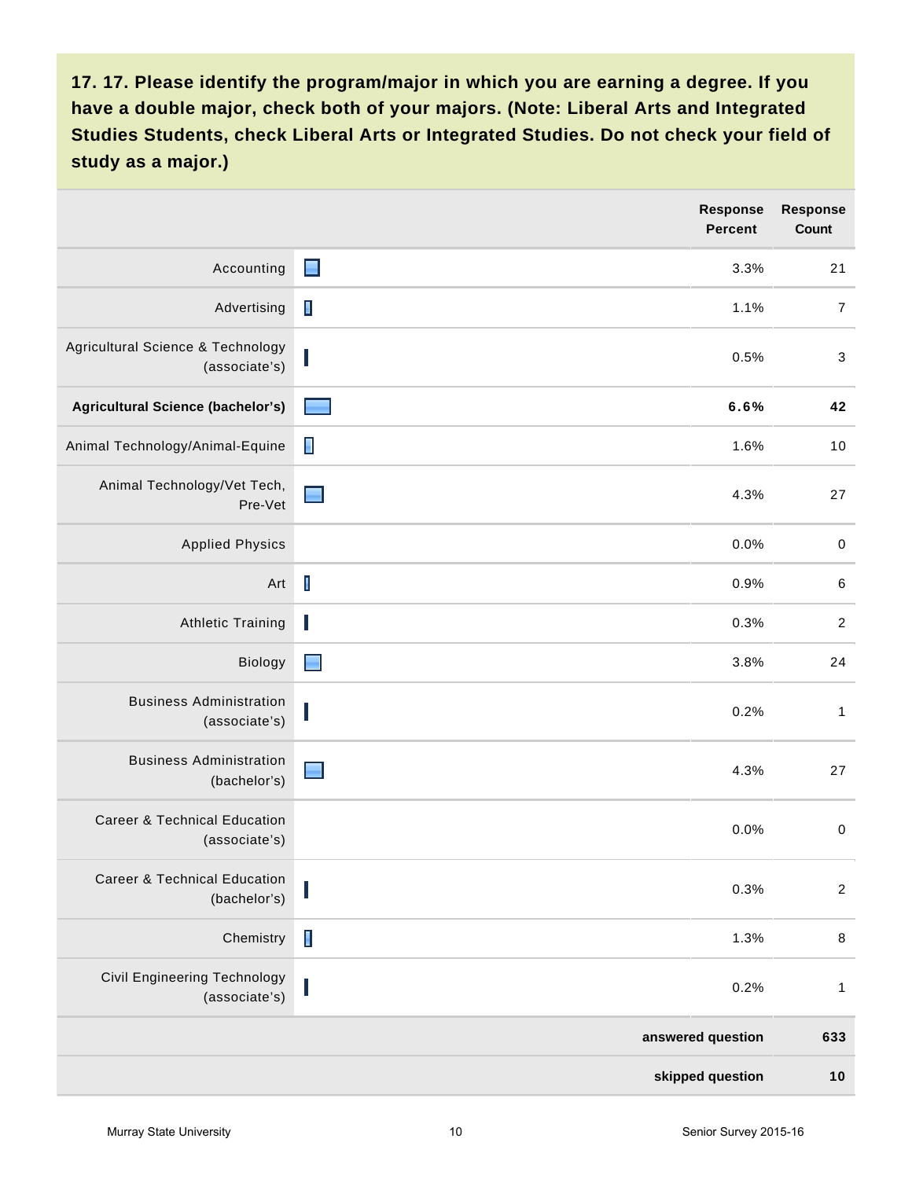**17. 17. Please identify the program/major in which you are earning a degree. If you have a double major, check both of your majors. (Note: Liberal Arts and Integrated Studies Students, check Liberal Arts or Integrated Studies. Do not check your field of study as a major.)**

| | Response Percent | Response Count |
|---|---|---|
| Accounting | 3.3% | 21 |
| Advertising | 1.1% | 7 |
| Agricultural Science & Technology (associate's) | 0.5% | 3 |
| **Agricultural Science (bachelor's)** | **6.6%** | **42** |
| Animal Technology/Animal-Equine | 1.6% | 10 |
| Animal Technology/Vet Tech, Pre-Vet | 4.3% | 27 |
| Applied Physics | 0.0% | 0 |
| Art | 0.9% | 6 |
| Athletic Training | 0.3% | 2 |
| Biology | 3.8% | 24 |
| Business Administration (associate's) | 0.2% | 1 |
| Business Administration (bachelor's) | 4.3% | 27 |
| Career & Technical Education (associate's) | 0.0% | 0 |
| Career & Technical Education (bachelor's) | 0.3% | 2 |
| Chemistry | 1.3% | 8 |
| Civil Engineering Technology (associate's) | 0.2% | 1 |
| | **answered question** | **633** |
| | **skipped question** | **10** |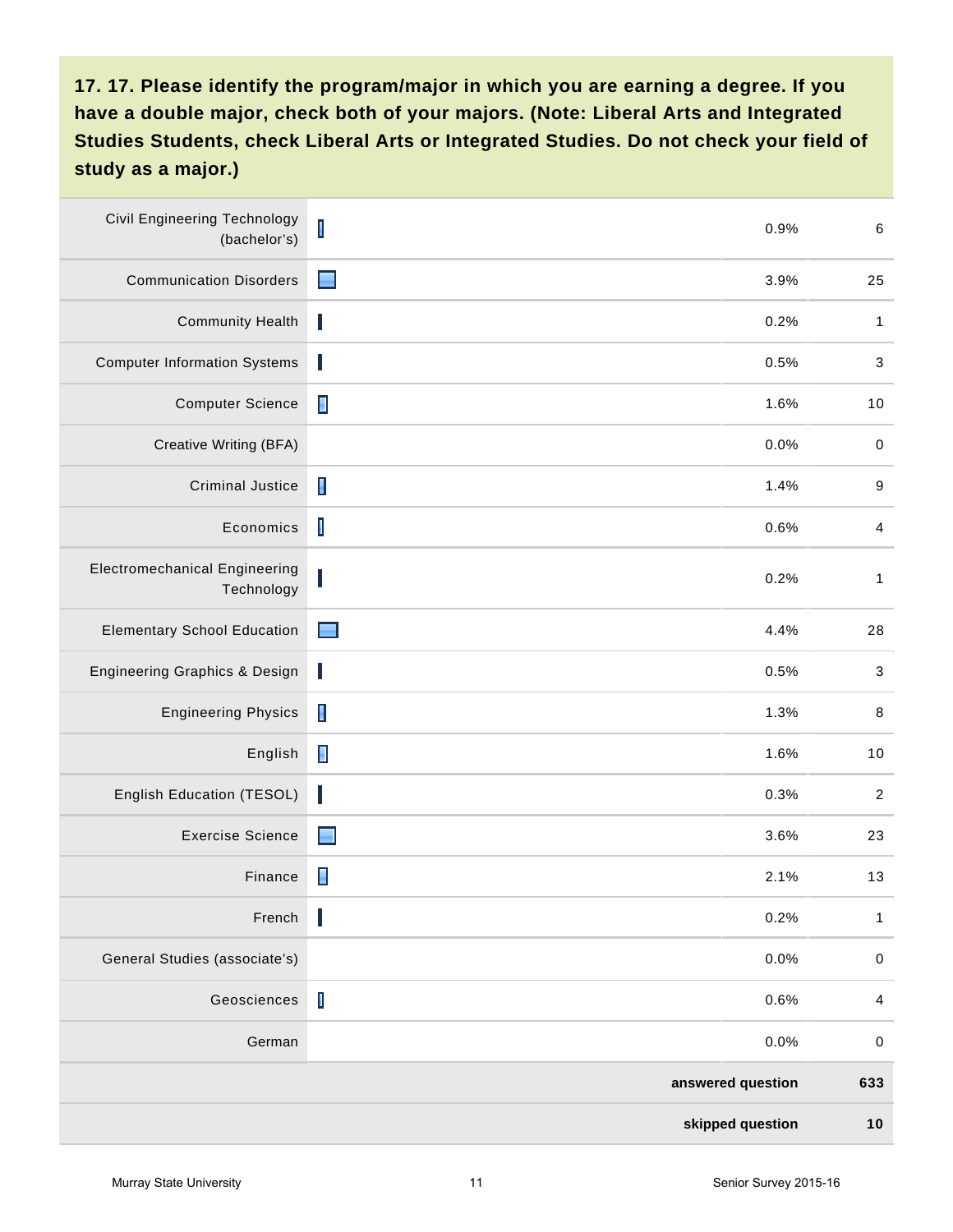**17. 17. Please identify the program/major in which you are earning a degree. If you have a double major, check both of your majors. (Note: Liberal Arts and Integrated Studies Students, check Liberal Arts or Integrated Studies. Do not check your field of study as a major.)**

| Program/Major | Percent | Count |
|---|---|---|
| Civil Engineering Technology (bachelor's) | 0.9% | 6 |
| Communication Disorders | 3.9% | 25 |
| Community Health | 0.2% | 1 |
| Computer Information Systems | 0.5% | 3 |
| Computer Science | 1.6% | 10 |
| Creative Writing (BFA) | 0.0% | 0 |
| Criminal Justice | 1.4% | 9 |
| Economics | 0.6% | 4 |
| Electromechanical Engineering Technology | 0.2% | 1 |
| Elementary School Education | 4.4% | 28 |
| Engineering Graphics & Design | 0.5% | 3 |
| Engineering Physics | 1.3% | 8 |
| English | 1.6% | 10 |
| English Education (TESOL) | 0.3% | 2 |
| Exercise Science | 3.6% | 23 |
| Finance | 2.1% | 13 |
| French | 0.2% | 1 |
| General Studies (associate's) | 0.0% | 0 |
| Geosciences | 0.6% | 4 |
| German | 0.0% | 0 |
| | **answered question** | **633** |
| | **skipped question** | **10** |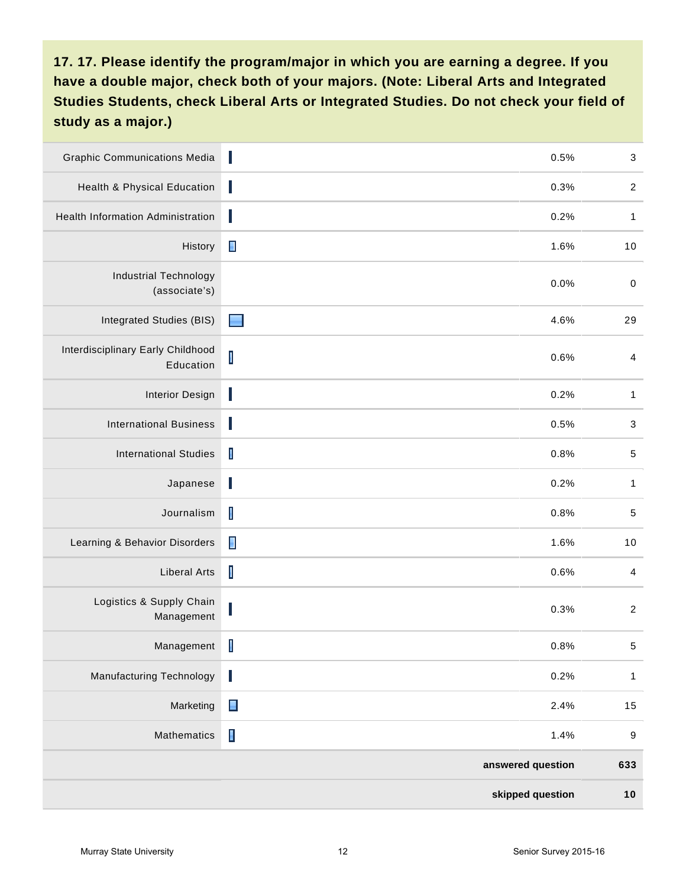**17. 17. Please identify the program/major in which you are earning a degree. If you have a double major, check both of your majors. (Note: Liberal Arts and Integrated Studies Students, check Liberal Arts or Integrated Studies. Do not check your field of study as a major.)**

| Program/Major | Response Percent | Response Count |
|---|---|---|
| Graphic Communications Media | 0.5% | 3 |
| Health & Physical Education | 0.3% | 2 |
| Health Information Administration | 0.2% | 1 |
| History | 1.6% | 10 |
| Industrial Technology (associate's) | 0.0% | 0 |
| Integrated Studies (BIS) | 4.6% | 29 |
| Interdisciplinary Early Childhood Education | 0.6% | 4 |
| Interior Design | 0.2% | 1 |
| International Business | 0.5% | 3 |
| International Studies | 0.8% | 5 |
| Japanese | 0.2% | 1 |
| Journalism | 0.8% | 5 |
| Learning & Behavior Disorders | 1.6% | 10 |
| Liberal Arts | 0.6% | 4 |
| Logistics & Supply Chain Management | 0.3% | 2 |
| Management | 0.8% | 5 |
| Manufacturing Technology | 0.2% | 1 |
| Marketing | 2.4% | 15 |
| Mathematics | 1.4% | 9 |
| | **answered question** | **633** |
| | **skipped question** | **10** |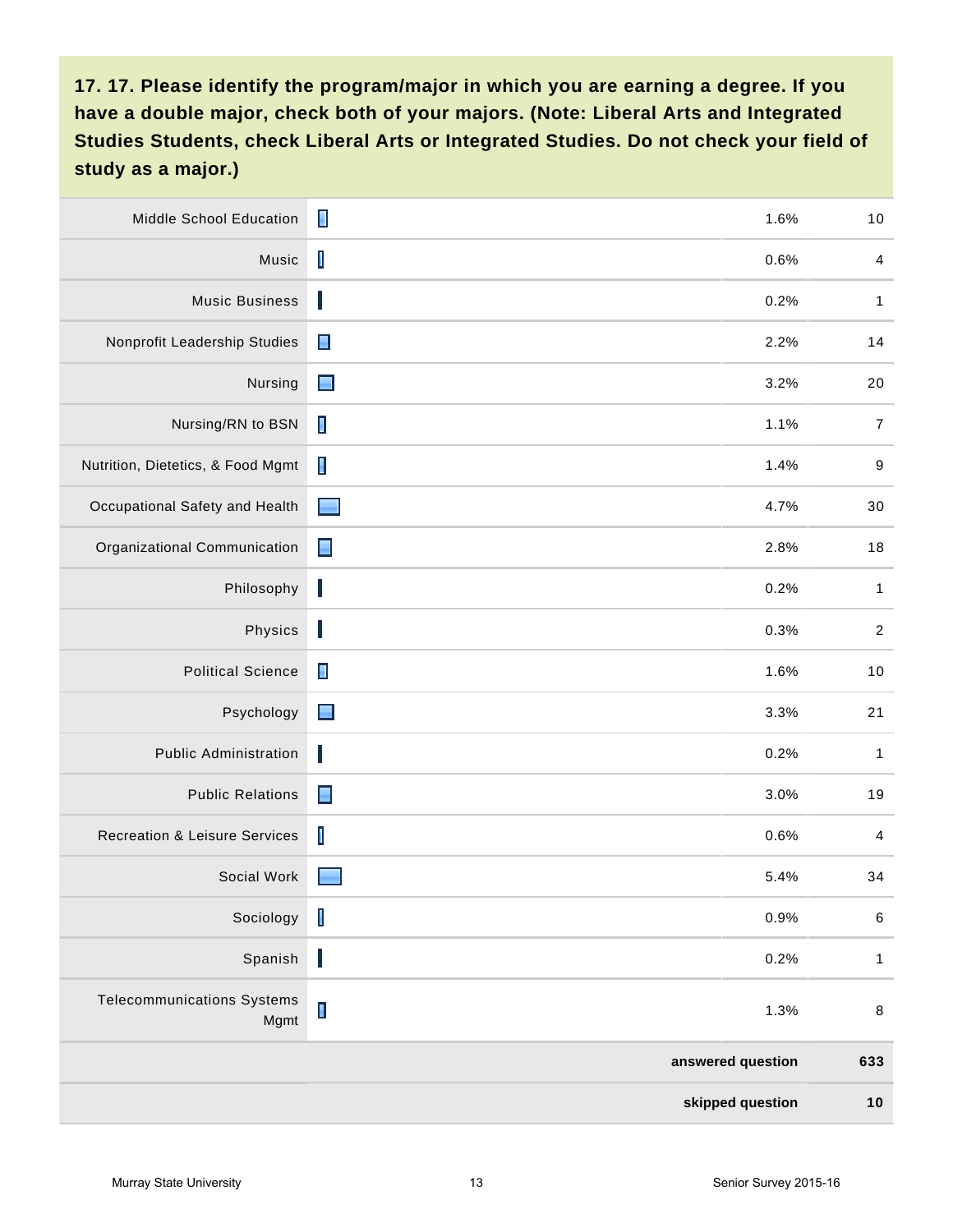**17. 17. Please identify the program/major in which you are earning a degree. If you have a double major, check both of your majors. (Note: Liberal Arts and Integrated Studies Students, check Liberal Arts or Integrated Studies. Do not check your field of study as a major.)**

| Program/Major | Percent | Count |
|---|---|---|
| Middle School Education | 1.6% | 10 |
| Music | 0.6% | 4 |
| Music Business | 0.2% | 1 |
| Nonprofit Leadership Studies | 2.2% | 14 |
| Nursing | 3.2% | 20 |
| Nursing/RN to BSN | 1.1% | 7 |
| Nutrition, Dietetics, & Food Mgmt | 1.4% | 9 |
| Occupational Safety and Health | 4.7% | 30 |
| Organizational Communication | 2.8% | 18 |
| Philosophy | 0.2% | 1 |
| Physics | 0.3% | 2 |
| Political Science | 1.6% | 10 |
| Psychology | 3.3% | 21 |
| Public Administration | 0.2% | 1 |
| Public Relations | 3.0% | 19 |
| Recreation & Leisure Services | 0.6% | 4 |
| Social Work | 5.4% | 34 |
| Sociology | 0.9% | 6 |
| Spanish | 0.2% | 1 |
| Telecommunications Systems Mgmt | 1.3% | 8 |
| | **answered question** | **633** |
| | **skipped question** | **10** |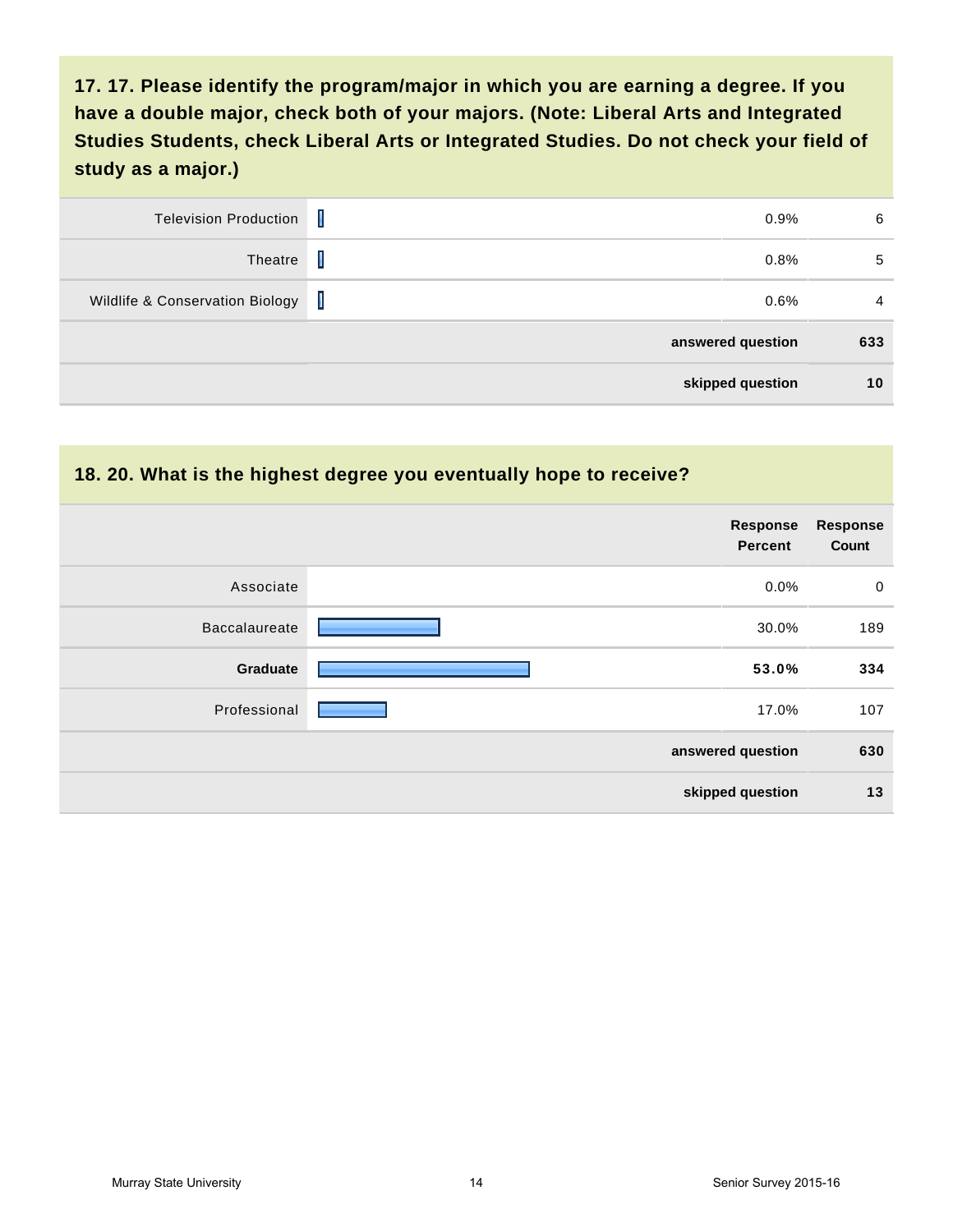## 17. 17. Please identify the program/major in which you are earning a degree. If you have a double major, check both of your majors. (Note: Liberal Arts and Integrated Studies Students, check Liberal Arts or Integrated Studies. Do not check your field of study as a major.)

| | Response Percent | Response Count |
|---|---|---|
| Television Production | 0.9% | 6 |
| Theatre | 0.8% | 5 |
| Wildlife & Conservation Biology | 0.6% | 4 |
| | **answered question** | **633** |
| | **skipped question** | **10** |

## 18. 20. What is the highest degree you eventually hope to receive?

| | Response Percent | Response Count |
|---|---|---|
| Associate | 0.0% | 0 |
| Baccalaureate | 30.0% | 189 |
| **Graduate** | **53.0%** | **334** |
| Professional | 17.0% | 107 |
| | **answered question** | **630** |
| | **skipped question** | **13** |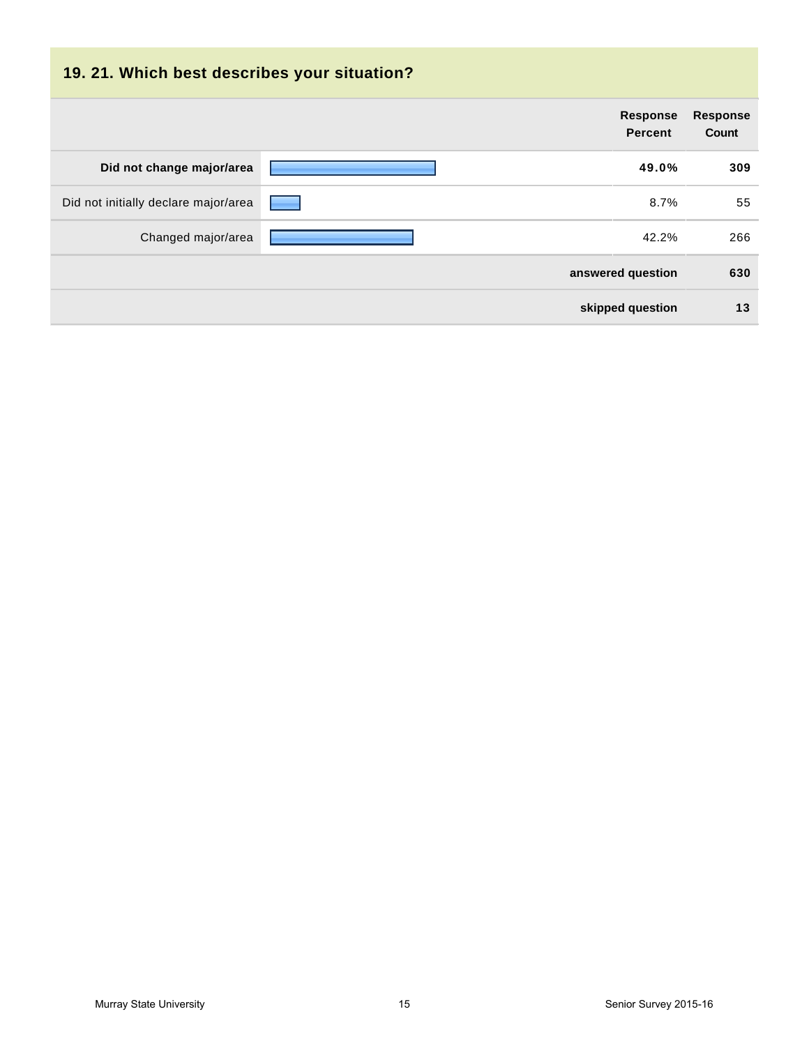## 19. 21. Which best describes your situation?

| | | Response Percent | Response Count |
|---|---|---|---|
| **Did not change major/area** | | **49.0%** | **309** |
| Did not initially declare major/area | | 8.7% | 55 |
| Changed major/area | | 42.2% | 266 |
| | | **answered question** | **630** |
| | | **skipped question** | **13** |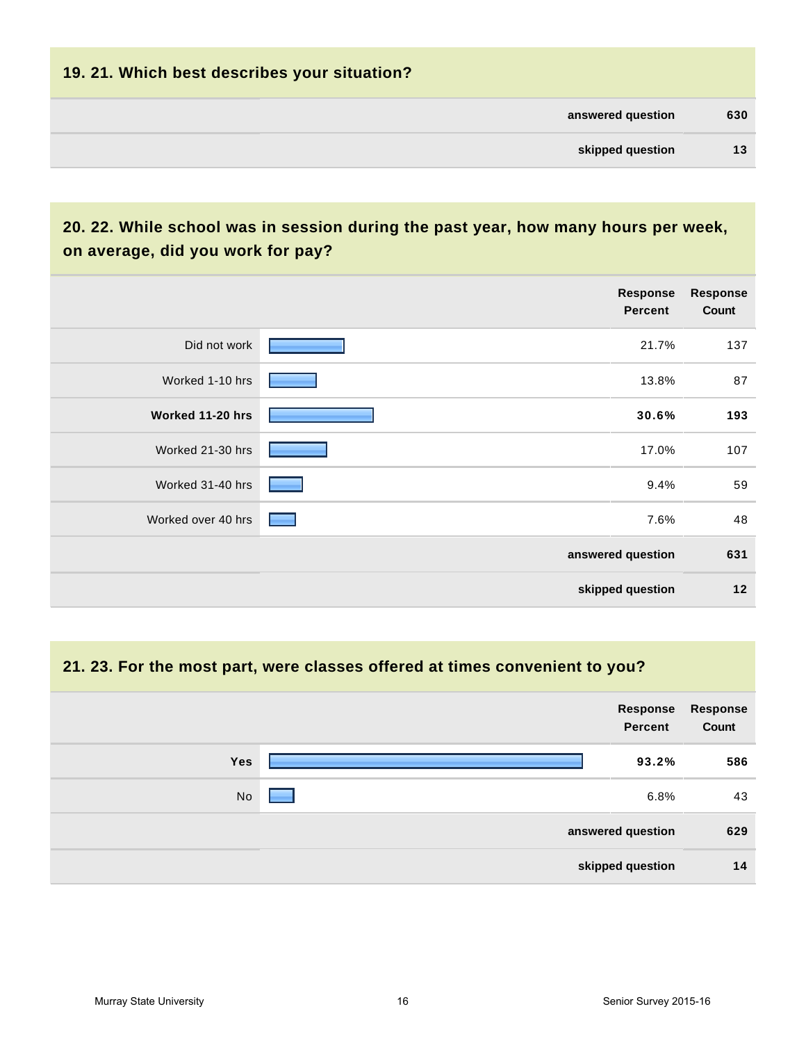## 19. 21. Which best describes your situation?

| | | |
|---|---|---|
| | answered question | 630 |
| | skipped question | 13 |

## 20. 22. While school was in session during the past year, how many hours per week, on average, did you work for pay?

| | Response Percent | Response Count |
|---|---|---|
| Did not work | 21.7% | 137 |
| Worked 1-10 hrs | 13.8% | 87 |
| **Worked 11-20 hrs** | **30.6%** | **193** |
| Worked 21-30 hrs | 17.0% | 107 |
| Worked 31-40 hrs | 9.4% | 59 |
| Worked over 40 hrs | 7.6% | 48 |
| | answered question | 631 |
| | skipped question | 12 |

## 21. 23. For the most part, were classes offered at times convenient to you?

| | Response Percent | Response Count |
|---|---|---|
| **Yes** | **93.2%** | **586** |
| No | 6.8% | 43 |
| | answered question | 629 |
| | skipped question | 14 |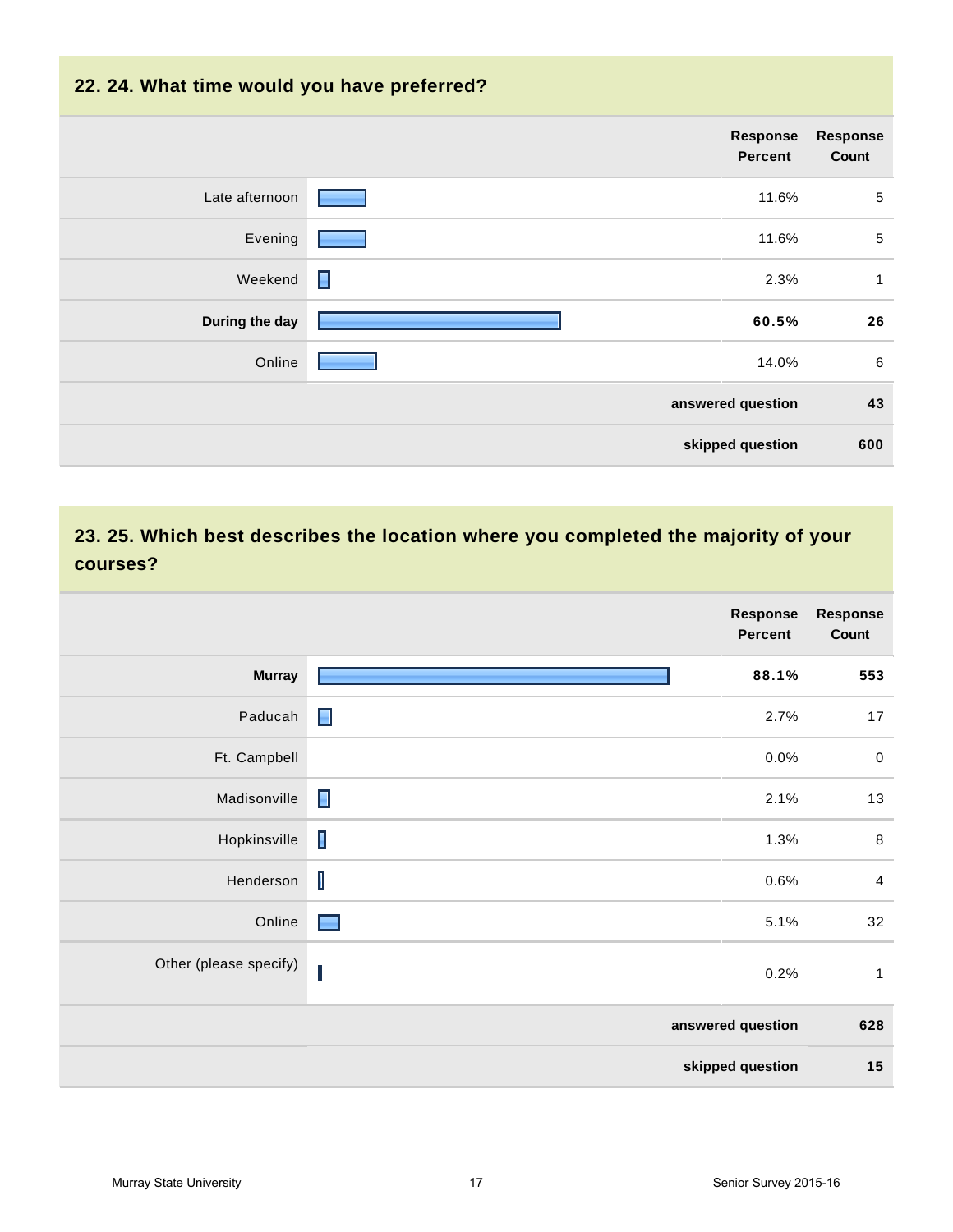## 22. 24. What time would you have preferred?

| | Response Percent | Response Count |
|---|---|---|
| Late afternoon | 11.6% | 5 |
| Evening | 11.6% | 5 |
| Weekend | 2.3% | 1 |
| **During the day** | **60.5%** | **26** |
| Online | 14.0% | 6 |
| | **answered question** | **43** |
| | **skipped question** | **600** |

## 23. 25. Which best describes the location where you completed the majority of your courses?

| | Response Percent | Response Count |
|---|---|---|
| **Murray** | **88.1%** | **553** |
| Paducah | 2.7% | 17 |
| Ft. Campbell | 0.0% | 0 |
| Madisonville | 2.1% | 13 |
| Hopkinsville | 1.3% | 8 |
| Henderson | 0.6% | 4 |
| Online | 5.1% | 32 |
| Other (please specify) | 0.2% | 1 |
| | **answered question** | **628** |
| | **skipped question** | **15** |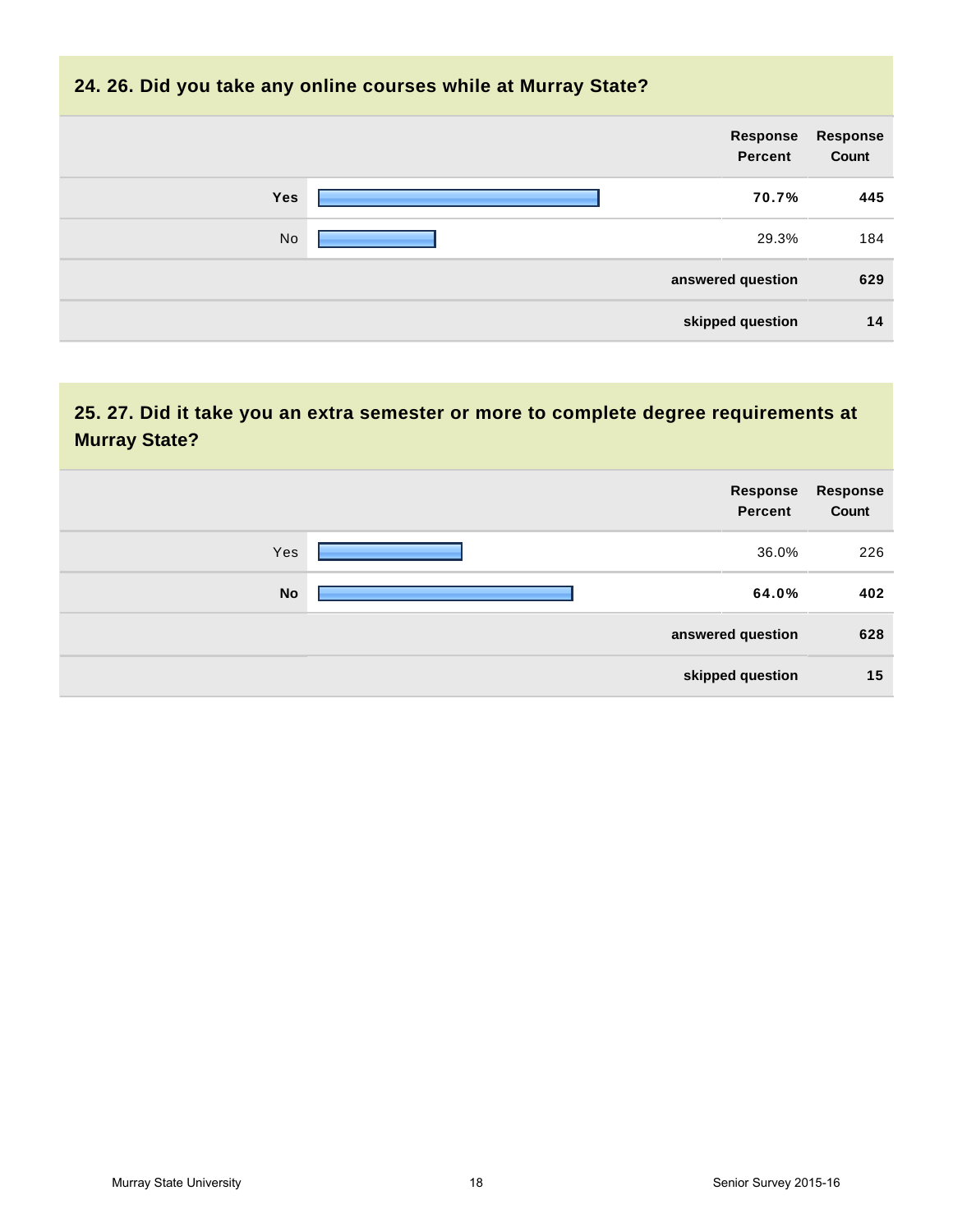## 24. 26. Did you take any online courses while at Murray State?

| | Response Percent | Response Count |
|---|---|---|
| **Yes** | **70.7%** | **445** |
| No | 29.3% | 184 |
| **answered question** | | **629** |
| **skipped question** | | **14** |

## 25. 27. Did it take you an extra semester or more to complete degree requirements at Murray State?

| | Response Percent | Response Count |
|---|---|---|
| Yes | 36.0% | 226 |
| **No** | **64.0%** | **402** |
| **answered question** | | **628** |
| **skipped question** | | **15** |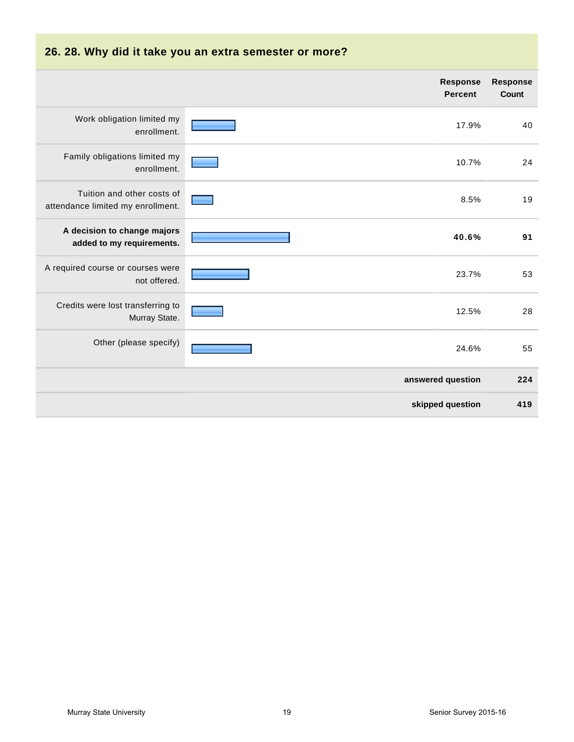## 26. 28. Why did it take you an extra semester or more?

| | Response Percent | Response Count |
|---|---|---|
| Work obligation limited my enrollment. | 17.9% | 40 |
| Family obligations limited my enrollment. | 10.7% | 24 |
| Tuition and other costs of attendance limited my enrollment. | 8.5% | 19 |
| **A decision to change majors added to my requirements.** | **40.6%** | **91** |
| A required course or courses were not offered. | 23.7% | 53 |
| Credits were lost transferring to Murray State. | 12.5% | 28 |
| Other (please specify) | 24.6% | 55 |
| | **answered question** | **224** |
| | **skipped question** | **419** |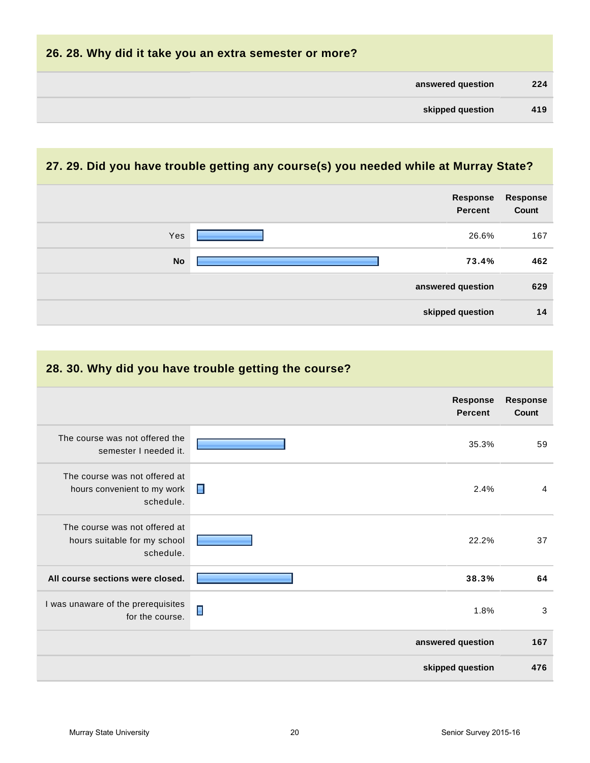## 26. 28. Why did it take you an extra semester or more?

| | |
|---|---|
| answered question | 224 |
| skipped question | 419 |

## 27. 29. Did you have trouble getting any course(s) you needed while at Murray State?

| | Response Percent | Response Count |
|---|---|---|
| Yes | 26.6% | 167 |
| **No** | **73.4%** | **462** |
| answered question | | 629 |
| skipped question | | 14 |

## 28. 30. Why did you have trouble getting the course?

| | Response Percent | Response Count |
|---|---|---|
| The course was not offered the semester I needed it. | 35.3% | 59 |
| The course was not offered at hours convenient to my work schedule. | 2.4% | 4 |
| The course was not offered at hours suitable for my school schedule. | 22.2% | 37 |
| **All course sections were closed.** | **38.3%** | **64** |
| I was unaware of the prerequisites for the course. | 1.8% | 3 |
| answered question | | 167 |
| skipped question | | 476 |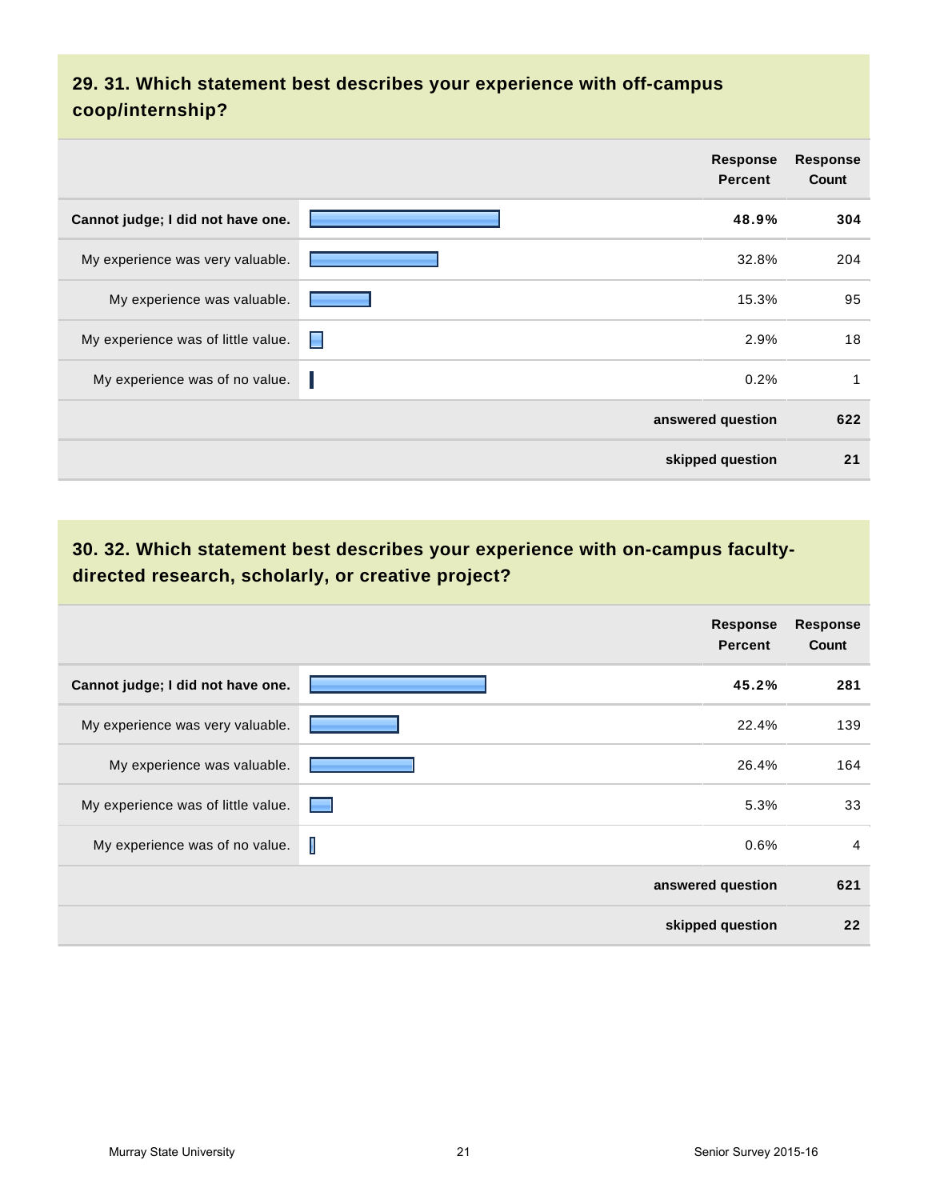## 29. 31. Which statement best describes your experience with off-campus coop/internship?

| | Response Percent | Response Count |
|---|---|---|
| **Cannot judge; I did not have one.** | **48.9%** | **304** |
| My experience was very valuable. | 32.8% | 204 |
| My experience was valuable. | 15.3% | 95 |
| My experience was of little value. | 2.9% | 18 |
| My experience was of no value. | 0.2% | 1 |
| | **answered question** | **622** |
| | **skipped question** | **21** |

## 30. 32. Which statement best describes your experience with on-campus faculty-directed research, scholarly, or creative project?

| | Response Percent | Response Count |
|---|---|---|
| **Cannot judge; I did not have one.** | **45.2%** | **281** |
| My experience was very valuable. | 22.4% | 139 |
| My experience was valuable. | 26.4% | 164 |
| My experience was of little value. | 5.3% | 33 |
| My experience was of no value. | 0.6% | 4 |
| | **answered question** | **621** |
| | **skipped question** | **22** |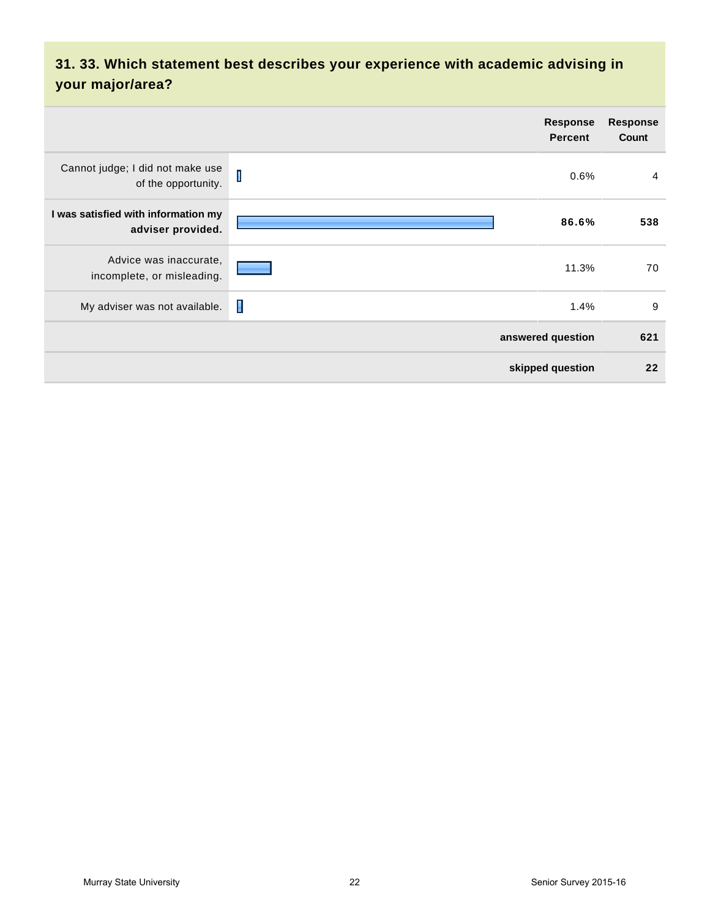## 31. 33. Which statement best describes your experience with academic advising in your major/area?

| | Response Percent | Response Count |
|---|---|---|
| Cannot judge; I did not make use of the opportunity. | 0.6% | 4 |
| **I was satisfied with information my adviser provided.** | **86.6%** | **538** |
| Advice was inaccurate, incomplete, or misleading. | 11.3% | 70 |
| My adviser was not available. | 1.4% | 9 |
| | **answered question** | **621** |
| | **skipped question** | **22** |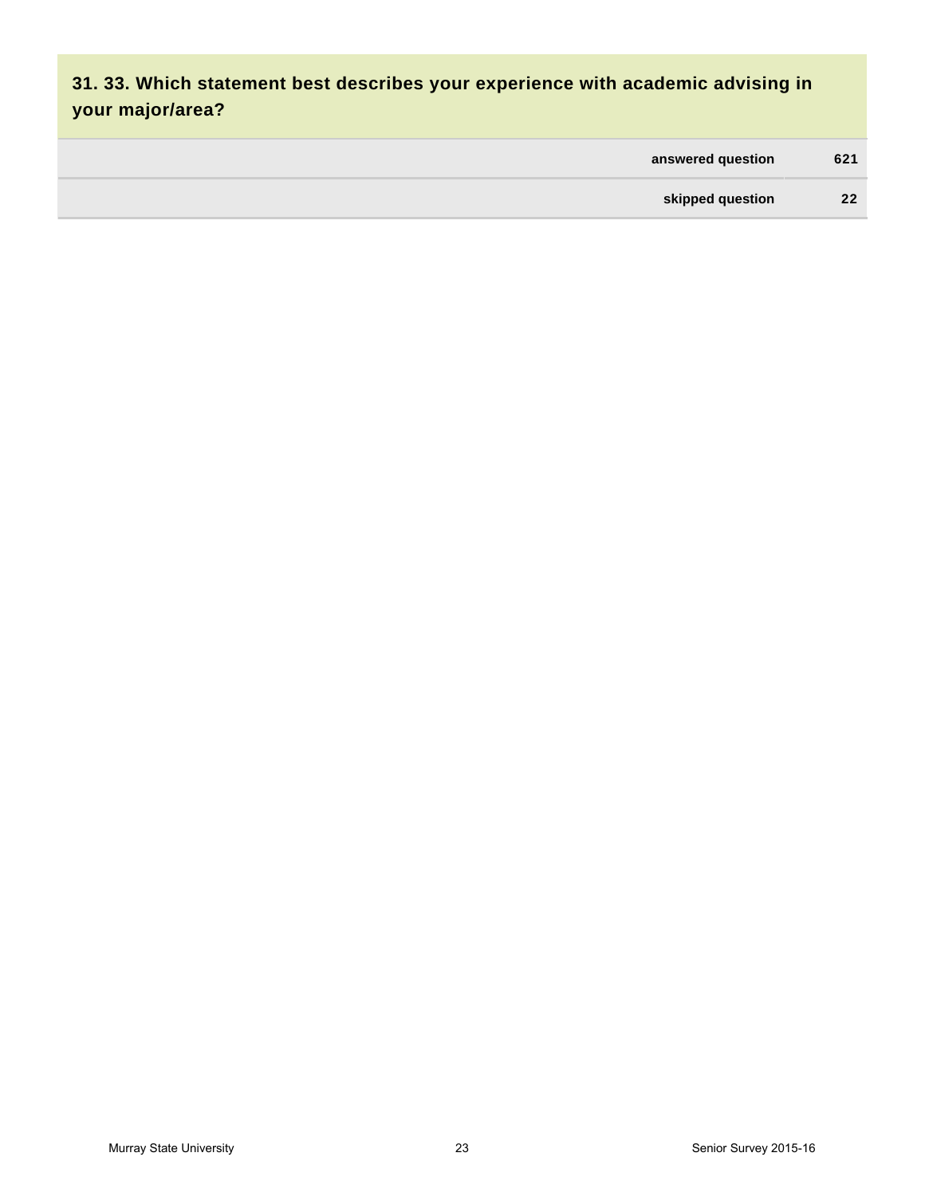## 31. 33. Which statement best describes your experience with academic advising in your major/area?

| | |
|---|---|
| answered question | 621 |
| skipped question | 22 |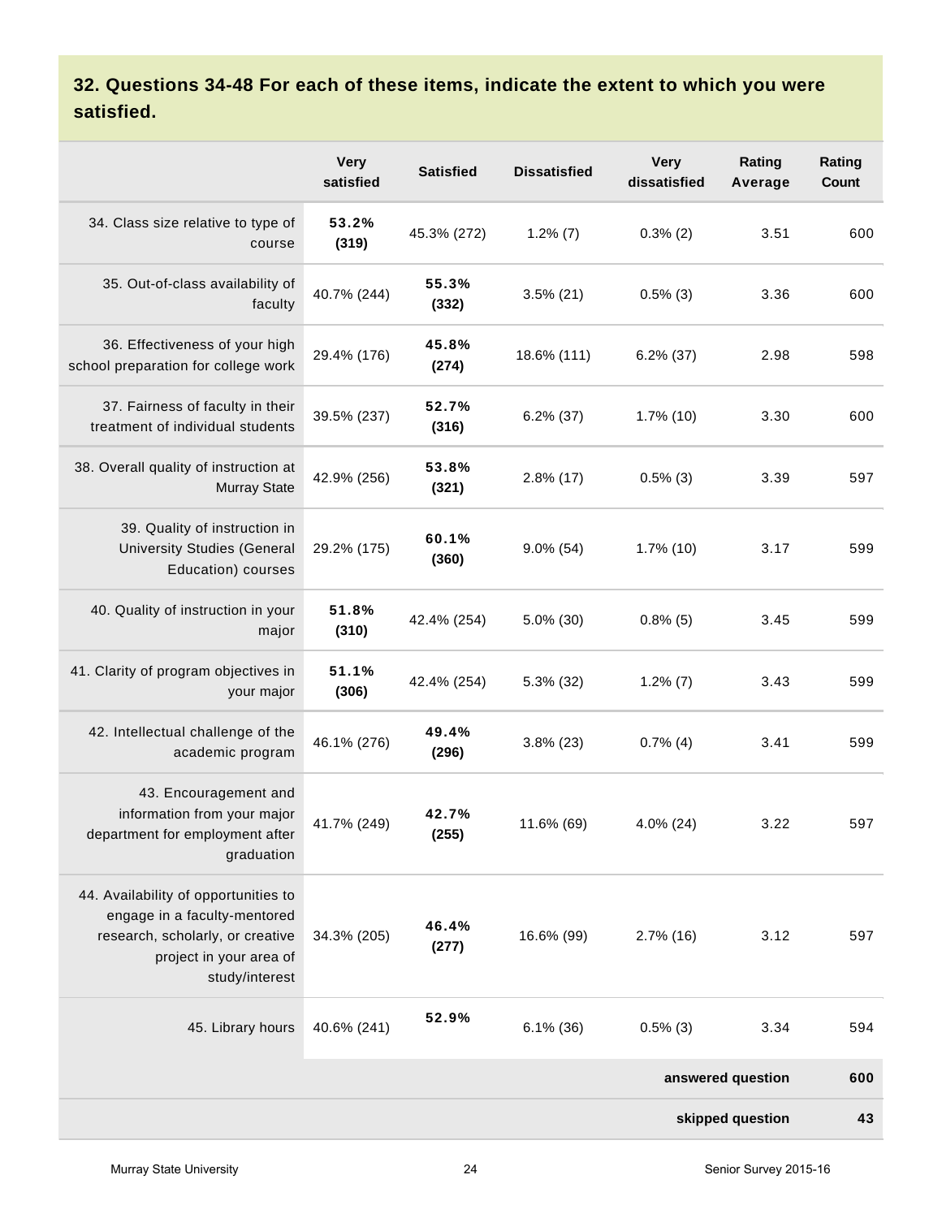### 32. Questions 34-48 For each of these items, indicate the extent to which you were satisfied.

| | Very satisfied | Satisfied | Dissatisfied | Very dissatisfied | Rating Average | Rating Count |
|---|---|---|---|---|---|---|
| 34. Class size relative to type of course | **53.2% (319)** | 45.3% (272) | 1.2% (7) | 0.3% (2) | 3.51 | 600 |
| 35. Out-of-class availability of faculty | 40.7% (244) | **55.3% (332)** | 3.5% (21) | 0.5% (3) | 3.36 | 600 |
| 36. Effectiveness of your high school preparation for college work | 29.4% (176) | **45.8% (274)** | 18.6% (111) | 6.2% (37) | 2.98 | 598 |
| 37. Fairness of faculty in their treatment of individual students | 39.5% (237) | **52.7% (316)** | 6.2% (37) | 1.7% (10) | 3.30 | 600 |
| 38. Overall quality of instruction at Murray State | 42.9% (256) | **53.8% (321)** | 2.8% (17) | 0.5% (3) | 3.39 | 597 |
| 39. Quality of instruction in University Studies (General Education) courses | 29.2% (175) | **60.1% (360)** | 9.0% (54) | 1.7% (10) | 3.17 | 599 |
| 40. Quality of instruction in your major | **51.8% (310)** | 42.4% (254) | 5.0% (30) | 0.8% (5) | 3.45 | 599 |
| 41. Clarity of program objectives in your major | **51.1% (306)** | 42.4% (254) | 5.3% (32) | 1.2% (7) | 3.43 | 599 |
| 42. Intellectual challenge of the academic program | 46.1% (276) | **49.4% (296)** | 3.8% (23) | 0.7% (4) | 3.41 | 599 |
| 43. Encouragement and information from your major department for employment after graduation | 41.7% (249) | **42.7% (255)** | 11.6% (69) | 4.0% (24) | 3.22 | 597 |
| 44. Availability of opportunities to engage in a faculty-mentored research, scholarly, or creative project in your area of study/interest | 34.3% (205) | **46.4% (277)** | 16.6% (99) | 2.7% (16) | 3.12 | 597 |
| 45. Library hours | 40.6% (241) | **52.9%** | 6.1% (36) | 0.5% (3) | 3.34 | 594 |
| | | | | | **answered question** | **600** |
| | | | | | **skipped question** | **43** |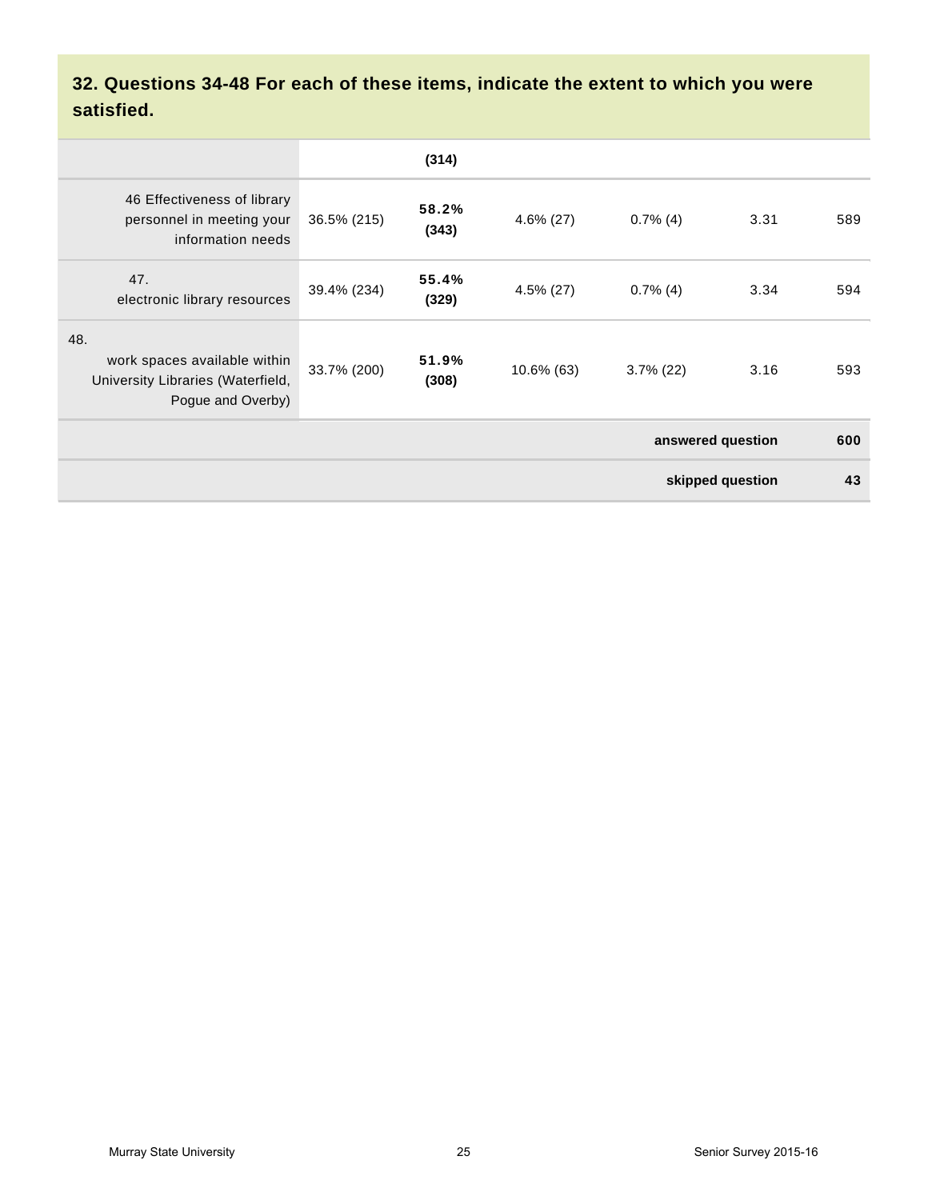## 32. Questions 34-48 For each of these items, indicate the extent to which you were satisfied.

| | | | | | | |
|---|---|---|---|---|---|---|
| | | **(314)** | | | | |
| 46 Effectiveness of library personnel in meeting your information needs | 36.5% (215) | **58.2% (343)** | 4.6% (27) | 0.7% (4) | 3.31 | 589 |
| 47. electronic library resources | 39.4% (234) | **55.4% (329)** | 4.5% (27) | 0.7% (4) | 3.34 | 594 |
| 48. work spaces available within University Libraries (Waterfield, Pogue and Overby) | 33.7% (200) | **51.9% (308)** | 10.6% (63) | 3.7% (22) | 3.16 | 593 |
| | | | | | **answered question** | **600** |
| | | | | | **skipped question** | **43** |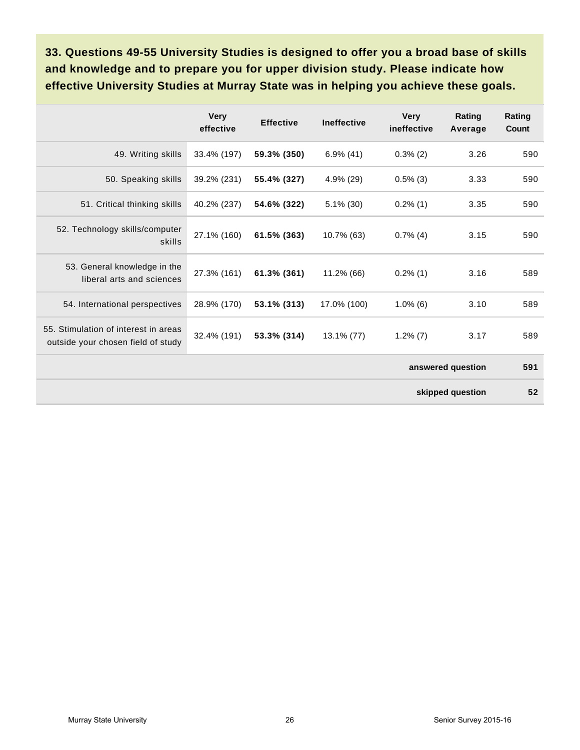**33. Questions 49-55 University Studies is designed to offer you a broad base of skills and knowledge and to prepare you for upper division study. Please indicate how effective University Studies at Murray State was in helping you achieve these goals.**

| | Very effective | Effective | Ineffective | Very ineffective | Rating Average | Rating Count |
|---|---|---|---|---|---|---|
| 49. Writing skills | 33.4% (197) | **59.3% (350)** | 6.9% (41) | 0.3% (2) | 3.26 | 590 |
| 50. Speaking skills | 39.2% (231) | **55.4% (327)** | 4.9% (29) | 0.5% (3) | 3.33 | 590 |
| 51. Critical thinking skills | 40.2% (237) | **54.6% (322)** | 5.1% (30) | 0.2% (1) | 3.35 | 590 |
| 52. Technology skills/computer skills | 27.1% (160) | **61.5% (363)** | 10.7% (63) | 0.7% (4) | 3.15 | 590 |
| 53. General knowledge in the liberal arts and sciences | 27.3% (161) | **61.3% (361)** | 11.2% (66) | 0.2% (1) | 3.16 | 589 |
| 54. International perspectives | 28.9% (170) | **53.1% (313)** | 17.0% (100) | 1.0% (6) | 3.10 | 589 |
| 55. Stimulation of interest in areas outside your chosen field of study | 32.4% (191) | **53.3% (314)** | 13.1% (77) | 1.2% (7) | 3.17 | 589 |
| | | | | | **answered question** | **591** |
| | | | | | **skipped question** | **52** |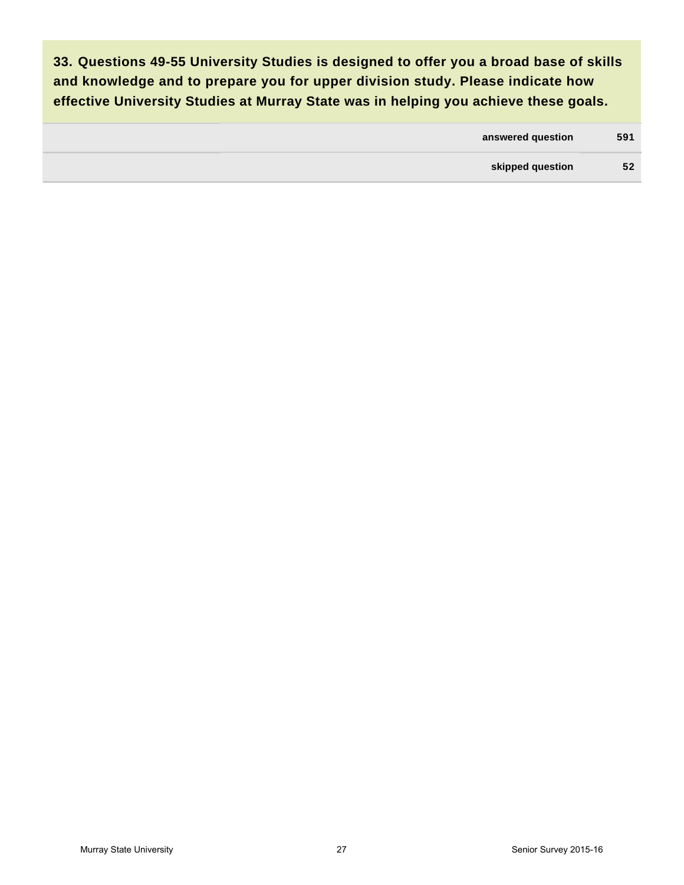**33. Questions 49-55 University Studies is designed to offer you a broad base of skills and knowledge and to prepare you for upper division study. Please indicate how effective University Studies at Murray State was in helping you achieve these goals.**

| | | |
|---|---|---|
| | answered question | 591 |
| | skipped question | 52 |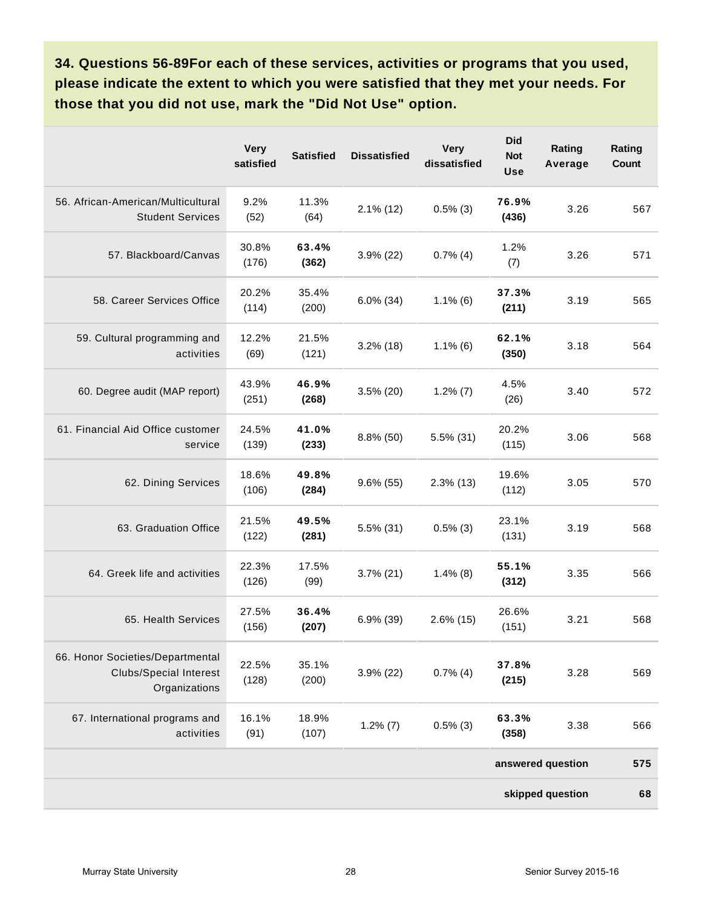**34. Questions 56-89For each of these services, activities or programs that you used, please indicate the extent to which you were satisfied that they met your needs. For those that you did not use, mark the "Did Not Use" option.**

| | Very satisfied | Satisfied | Dissatisfied | Very dissatisfied | Did Not Use | Rating Average | Rating Count |
|---|---|---|---|---|---|---|---|
| 56. African-American/Multicultural Student Services | 9.2% (52) | 11.3% (64) | 2.1% (12) | 0.5% (3) | **76.9% (436)** | 3.26 | 567 |
| 57. Blackboard/Canvas | 30.8% (176) | **63.4% (362)** | 3.9% (22) | 0.7% (4) | 1.2% (7) | 3.26 | 571 |
| 58. Career Services Office | 20.2% (114) | 35.4% (200) | 6.0% (34) | 1.1% (6) | **37.3% (211)** | 3.19 | 565 |
| 59. Cultural programming and activities | 12.2% (69) | 21.5% (121) | 3.2% (18) | 1.1% (6) | **62.1% (350)** | 3.18 | 564 |
| 60. Degree audit (MAP report) | 43.9% (251) | **46.9% (268)** | 3.5% (20) | 1.2% (7) | 4.5% (26) | 3.40 | 572 |
| 61. Financial Aid Office customer service | 24.5% (139) | **41.0% (233)** | 8.8% (50) | 5.5% (31) | 20.2% (115) | 3.06 | 568 |
| 62. Dining Services | 18.6% (106) | **49.8% (284)** | 9.6% (55) | 2.3% (13) | 19.6% (112) | 3.05 | 570 |
| 63. Graduation Office | 21.5% (122) | **49.5% (281)** | 5.5% (31) | 0.5% (3) | 23.1% (131) | 3.19 | 568 |
| 64. Greek life and activities | 22.3% (126) | 17.5% (99) | 3.7% (21) | 1.4% (8) | **55.1% (312)** | 3.35 | 566 |
| 65. Health Services | 27.5% (156) | **36.4% (207)** | 6.9% (39) | 2.6% (15) | 26.6% (151) | 3.21 | 568 |
| 66. Honor Societies/Departmental Clubs/Special Interest Organizations | 22.5% (128) | 35.1% (200) | 3.9% (22) | 0.7% (4) | **37.8% (215)** | 3.28 | 569 |
| 67. International programs and activities | 16.1% (91) | 18.9% (107) | 1.2% (7) | 0.5% (3) | **63.3% (358)** | 3.38 | 566 |
| | | | | | | **answered question** | **575** |
| | | | | | | **skipped question** | **68** |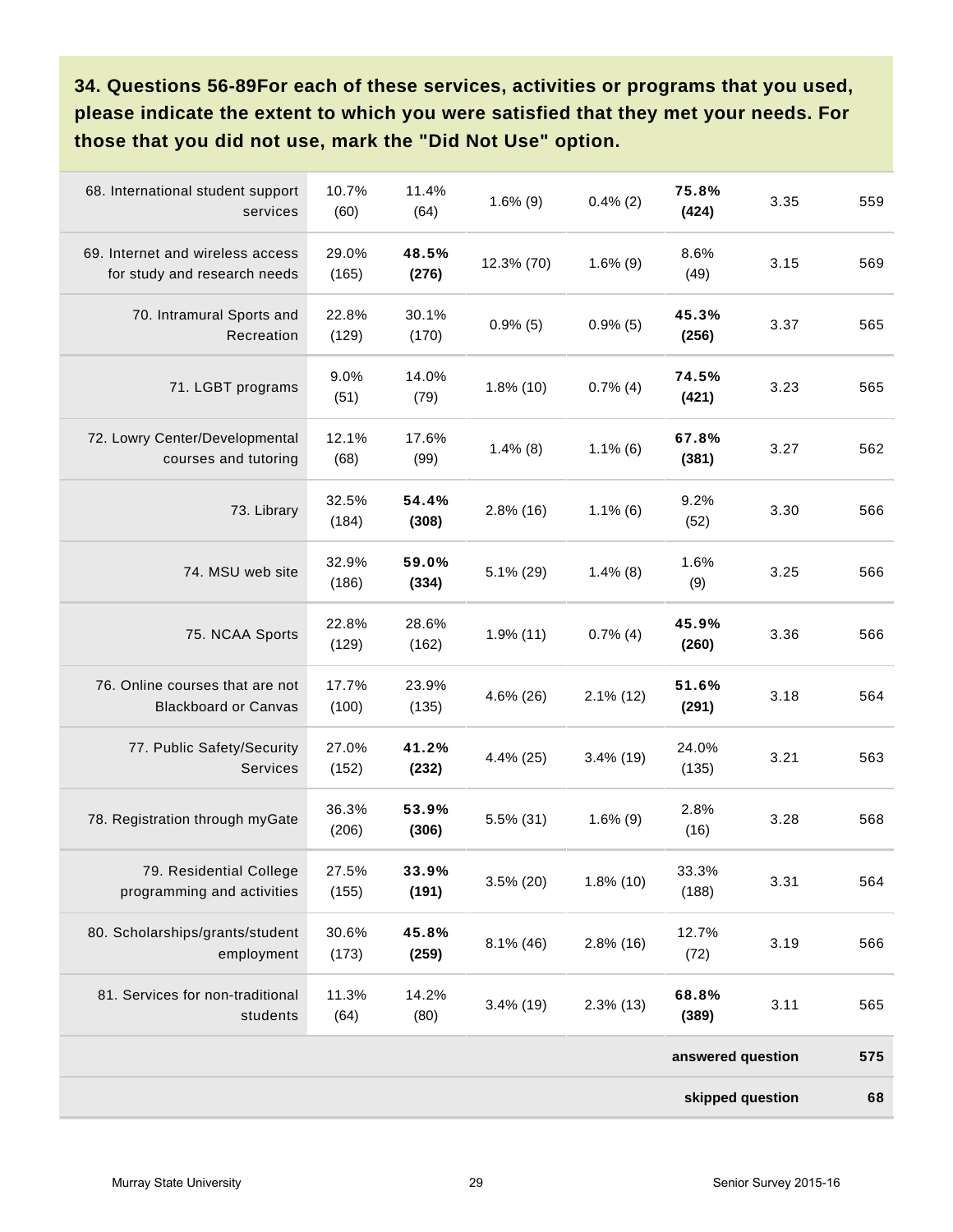**34. Questions 56-89For each of these services, activities or programs that you used, please indicate the extent to which you were satisfied that they met your needs. For those that you did not use, mark the "Did Not Use" option.**

| | | | | | | | |
|---|---|---|---|---|---|---|---|
| 68. International student support services | 10.7% (60) | 11.4% (64) | 1.6% (9) | 0.4% (2) | **75.8% (424)** | 3.35 | 559 |
| 69. Internet and wireless access for study and research needs | 29.0% (165) | **48.5% (276)** | 12.3% (70) | 1.6% (9) | 8.6% (49) | 3.15 | 569 |
| 70. Intramural Sports and Recreation | 22.8% (129) | 30.1% (170) | 0.9% (5) | 0.9% (5) | **45.3% (256)** | 3.37 | 565 |
| 71. LGBT programs | 9.0% (51) | 14.0% (79) | 1.8% (10) | 0.7% (4) | **74.5% (421)** | 3.23 | 565 |
| 72. Lowry Center/Developmental courses and tutoring | 12.1% (68) | 17.6% (99) | 1.4% (8) | 1.1% (6) | **67.8% (381)** | 3.27 | 562 |
| 73. Library | 32.5% (184) | **54.4% (308)** | 2.8% (16) | 1.1% (6) | 9.2% (52) | 3.30 | 566 |
| 74. MSU web site | 32.9% (186) | **59.0% (334)** | 5.1% (29) | 1.4% (8) | 1.6% (9) | 3.25 | 566 |
| 75. NCAA Sports | 22.8% (129) | 28.6% (162) | 1.9% (11) | 0.7% (4) | **45.9% (260)** | 3.36 | 566 |
| 76. Online courses that are not Blackboard or Canvas | 17.7% (100) | 23.9% (135) | 4.6% (26) | 2.1% (12) | **51.6% (291)** | 3.18 | 564 |
| 77. Public Safety/Security Services | 27.0% (152) | **41.2% (232)** | 4.4% (25) | 3.4% (19) | 24.0% (135) | 3.21 | 563 |
| 78. Registration through myGate | 36.3% (206) | **53.9% (306)** | 5.5% (31) | 1.6% (9) | 2.8% (16) | 3.28 | 568 |
| 79. Residential College programming and activities | 27.5% (155) | **33.9% (191)** | 3.5% (20) | 1.8% (10) | 33.3% (188) | 3.31 | 564 |
| 80. Scholarships/grants/student employment | 30.6% (173) | **45.8% (259)** | 8.1% (46) | 2.8% (16) | 12.7% (72) | 3.19 | 566 |
| 81. Services for non-traditional students | 11.3% (64) | 14.2% (80) | 3.4% (19) | 2.3% (13) | **68.8% (389)** | 3.11 | 565 |
| | | | | | | **answered question** | **575** |
| | | | | | | **skipped question** | **68** |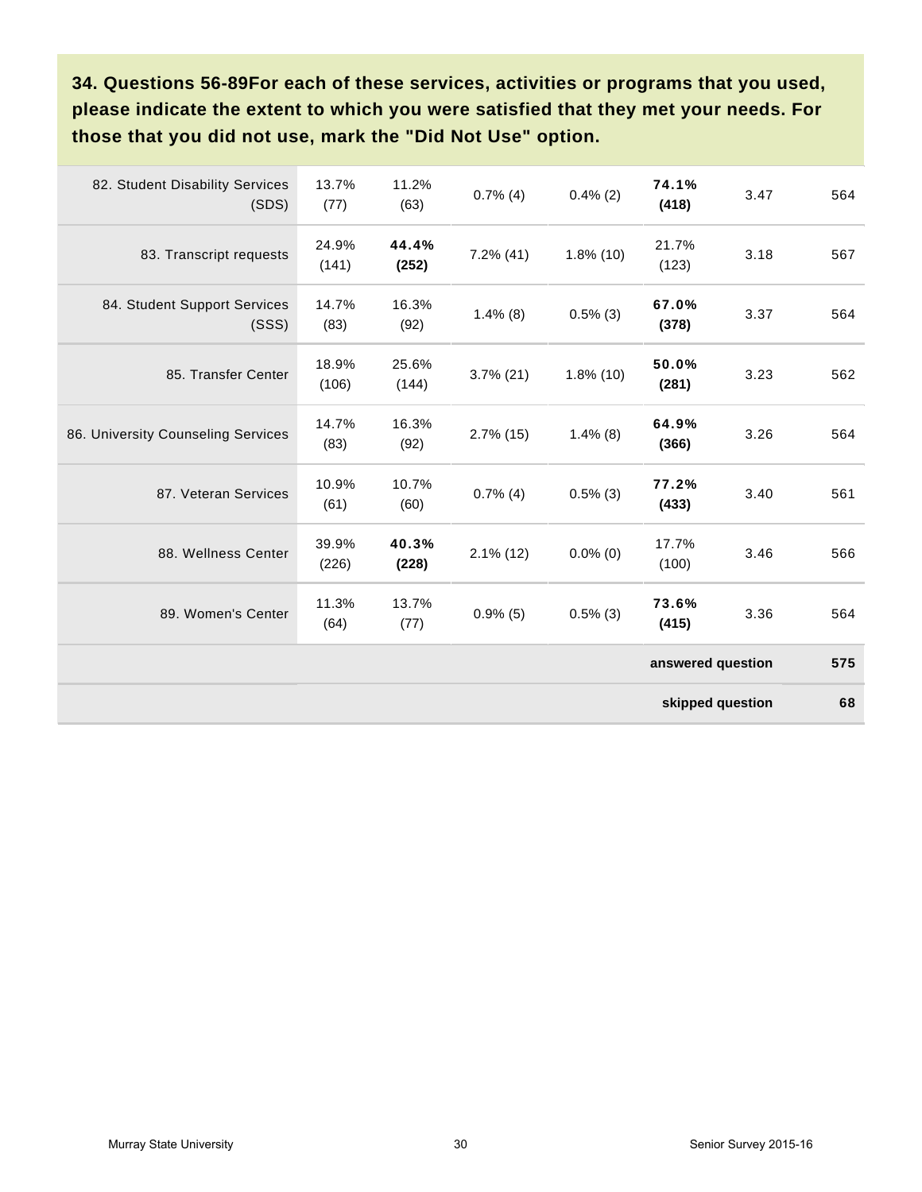**34. Questions 56-89For each of these services, activities or programs that you used, please indicate the extent to which you were satisfied that they met your needs. For those that you did not use, mark the "Did Not Use" option.**

| | | | | | | | |
|---|---|---|---|---|---|---|---|
| 82. Student Disability Services (SDS) | 13.7% (77) | 11.2% (63) | 0.7% (4) | 0.4% (2) | **74.1% (418)** | 3.47 | 564 |
| 83. Transcript requests | 24.9% (141) | **44.4% (252)** | 7.2% (41) | 1.8% (10) | 21.7% (123) | 3.18 | 567 |
| 84. Student Support Services (SSS) | 14.7% (83) | 16.3% (92) | 1.4% (8) | 0.5% (3) | **67.0% (378)** | 3.37 | 564 |
| 85. Transfer Center | 18.9% (106) | 25.6% (144) | 3.7% (21) | 1.8% (10) | **50.0% (281)** | 3.23 | 562 |
| 86. University Counseling Services | 14.7% (83) | 16.3% (92) | 2.7% (15) | 1.4% (8) | **64.9% (366)** | 3.26 | 564 |
| 87. Veteran Services | 10.9% (61) | 10.7% (60) | 0.7% (4) | 0.5% (3) | **77.2% (433)** | 3.40 | 561 |
| 88. Wellness Center | 39.9% (226) | **40.3% (228)** | 2.1% (12) | 0.0% (0) | 17.7% (100) | 3.46 | 566 |
| 89. Women's Center | 11.3% (64) | 13.7% (77) | 0.9% (5) | 0.5% (3) | **73.6% (415)** | 3.36 | 564 |
| | | | | | | **answered question** | **575** |
| | | | | | | **skipped question** | **68** |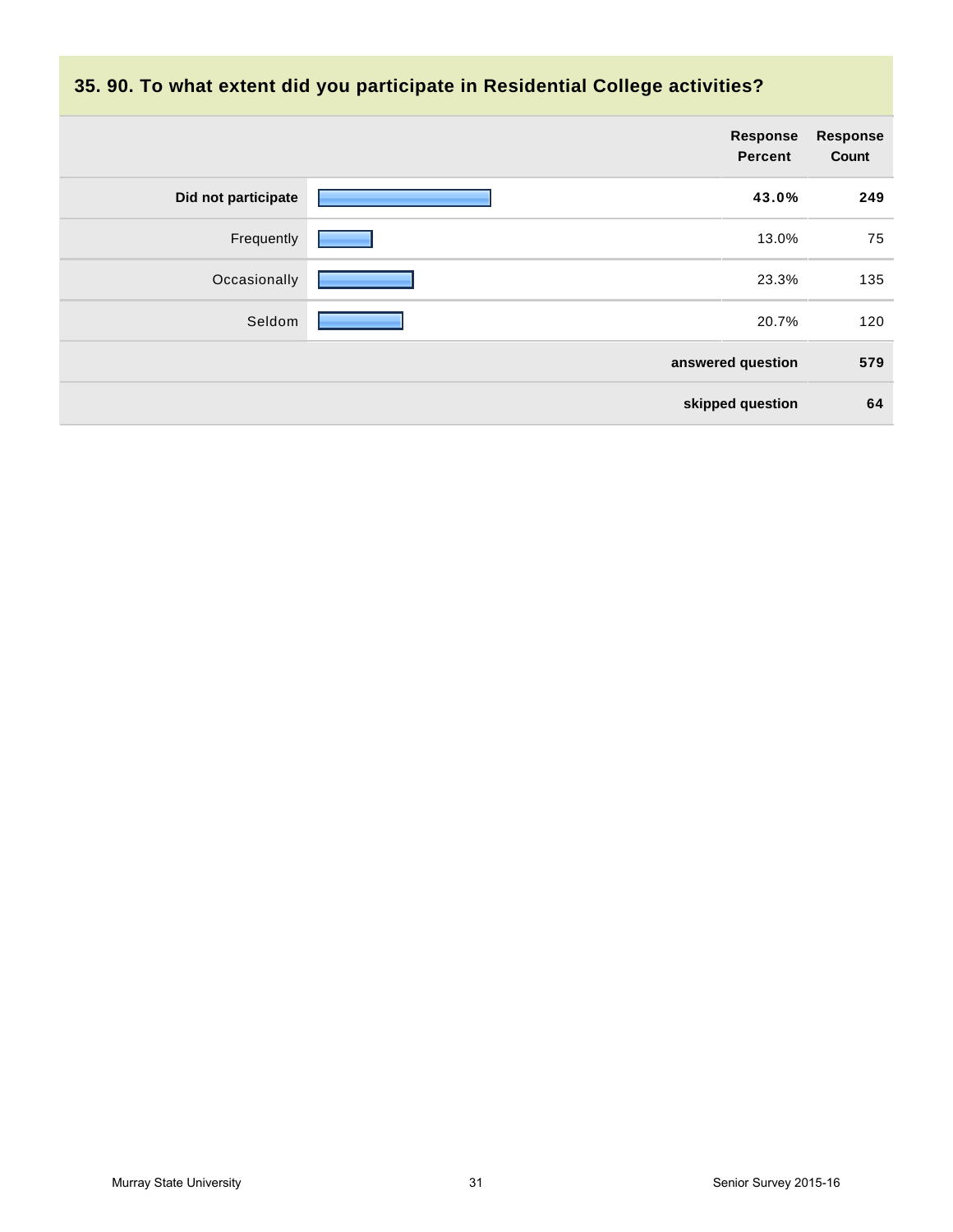### 35. 90. To what extent did you participate in Residential College activities?

| | Response Percent | Response Count |
|---|---|---|
| **Did not participate** | **43.0%** | **249** |
| Frequently | 13.0% | 75 |
| Occasionally | 23.3% | 135 |
| Seldom | 20.7% | 120 |
| | **answered question** | **579** |
| | **skipped question** | **64** |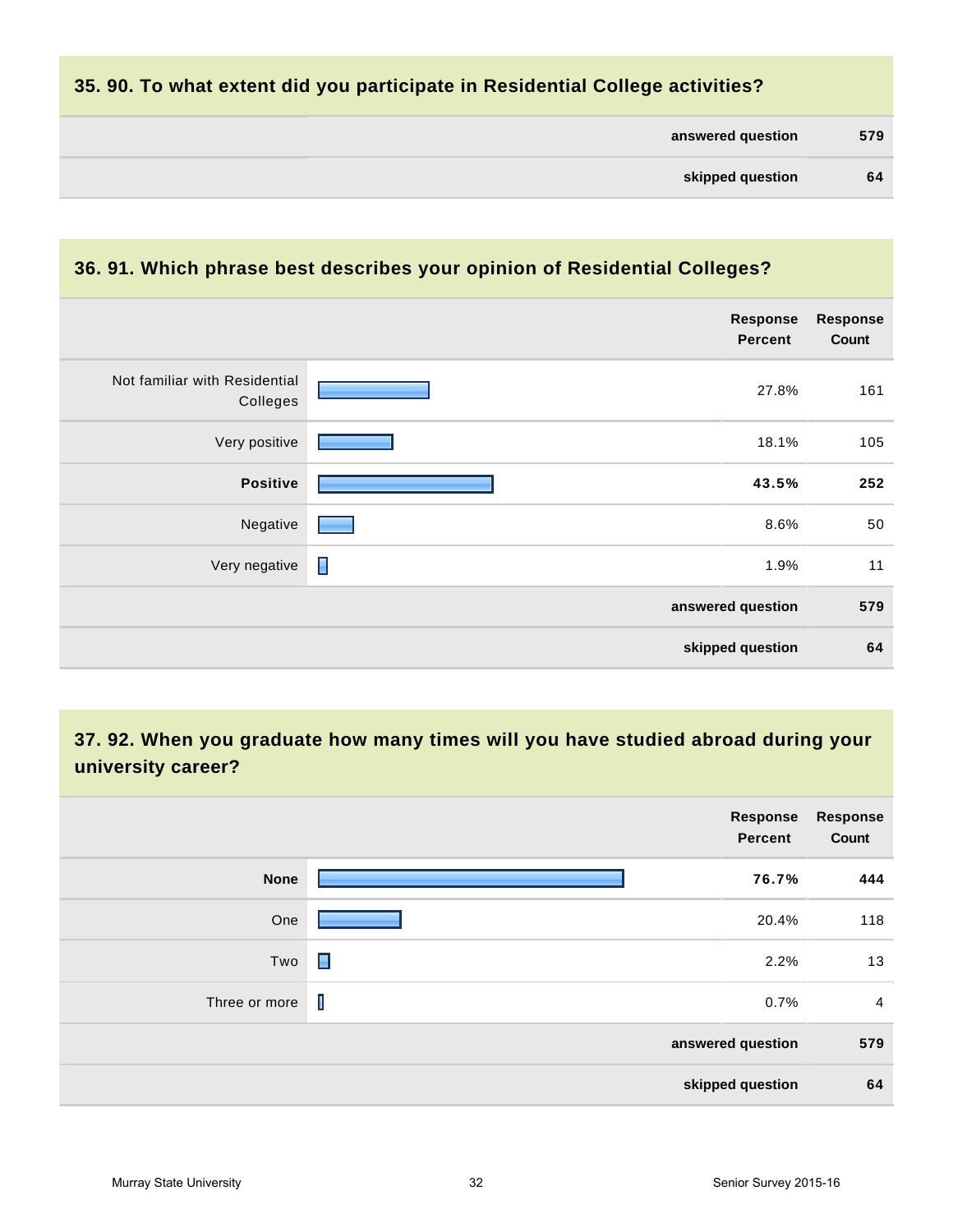## 35. 90. To what extent did you participate in Residential College activities?

| | |
|---|---|
| answered question | 579 |
| skipped question | 64 |

## 36. 91. Which phrase best describes your opinion of Residential Colleges?

| | Response Percent | Response Count |
|---|---|---|
| Not familiar with Residential Colleges | 27.8% | 161 |
| Very positive | 18.1% | 105 |
| **Positive** | **43.5%** | **252** |
| Negative | 8.6% | 50 |
| Very negative | 1.9% | 11 |
| answered question | | 579 |
| skipped question | | 64 |

## 37. 92. When you graduate how many times will you have studied abroad during your university career?

| | Response Percent | Response Count |
|---|---|---|
| **None** | **76.7%** | **444** |
| One | 20.4% | 118 |
| Two | 2.2% | 13 |
| Three or more | 0.7% | 4 |
| answered question | | 579 |
| skipped question | | 64 |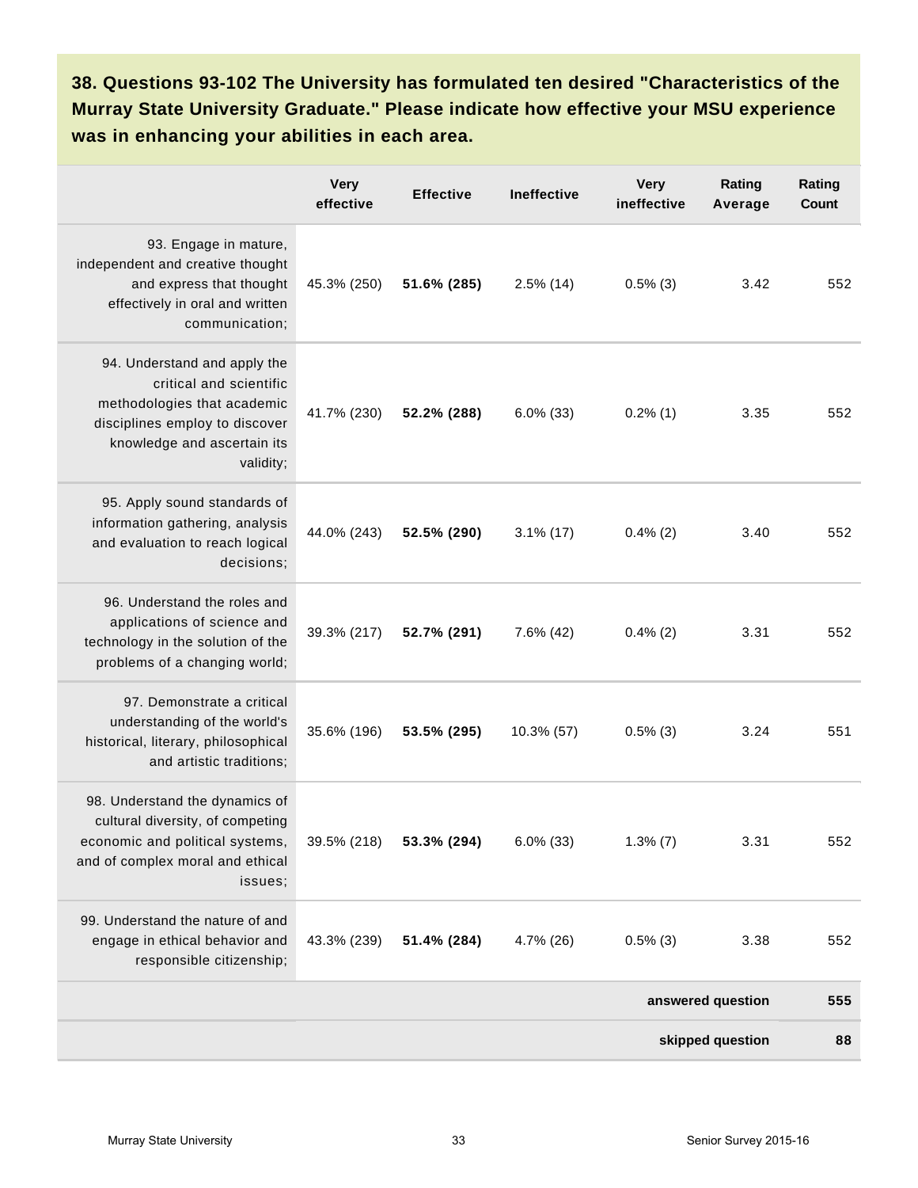### 38. Questions 93-102 The University has formulated ten desired "Characteristics of the Murray State University Graduate." Please indicate how effective your MSU experience was in enhancing your abilities in each area.

| | Very effective | Effective | Ineffective | Very ineffective | Rating Average | Rating Count |
|---|---|---|---|---|---|---|
| 93. Engage in mature, independent and creative thought and express that thought effectively in oral and written communication; | 45.3% (250) | **51.6% (285)** | 2.5% (14) | 0.5% (3) | 3.42 | 552 |
| 94. Understand and apply the critical and scientific methodologies that academic disciplines employ to discover knowledge and ascertain its validity; | 41.7% (230) | **52.2% (288)** | 6.0% (33) | 0.2% (1) | 3.35 | 552 |
| 95. Apply sound standards of information gathering, analysis and evaluation to reach logical decisions; | 44.0% (243) | **52.5% (290)** | 3.1% (17) | 0.4% (2) | 3.40 | 552 |
| 96. Understand the roles and applications of science and technology in the solution of the problems of a changing world; | 39.3% (217) | **52.7% (291)** | 7.6% (42) | 0.4% (2) | 3.31 | 552 |
| 97. Demonstrate a critical understanding of the world's historical, literary, philosophical and artistic traditions; | 35.6% (196) | **53.5% (295)** | 10.3% (57) | 0.5% (3) | 3.24 | 551 |
| 98. Understand the dynamics of cultural diversity, of competing economic and political systems, and of complex moral and ethical issues; | 39.5% (218) | **53.3% (294)** | 6.0% (33) | 1.3% (7) | 3.31 | 552 |
| 99. Understand the nature of and engage in ethical behavior and responsible citizenship; | 43.3% (239) | **51.4% (284)** | 4.7% (26) | 0.5% (3) | 3.38 | 552 |
| | | | | | **answered question** | **555** |
| | | | | | **skipped question** | **88** |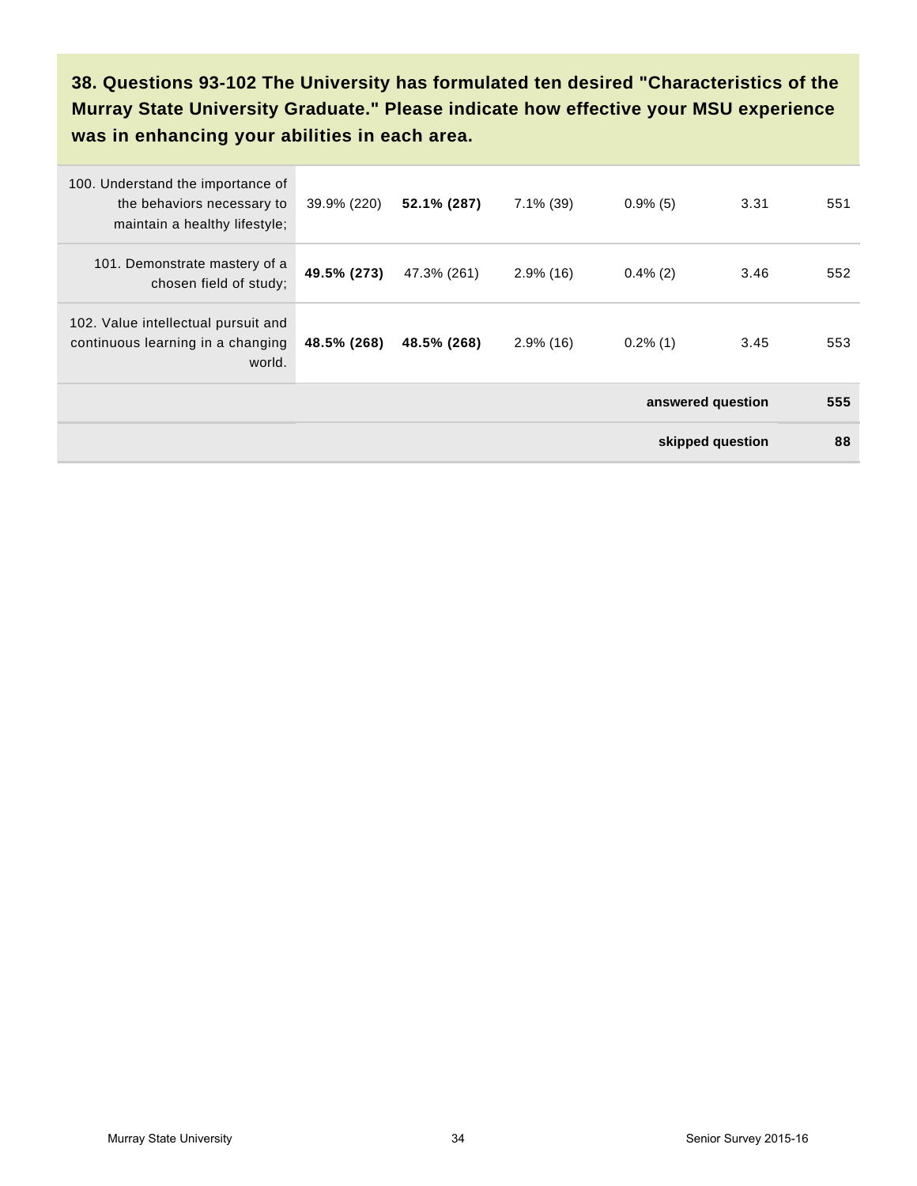**38. Questions 93-102 The University has formulated ten desired "Characteristics of the Murray State University Graduate." Please indicate how effective your MSU experience was in enhancing your abilities in each area.**

| | | | | | | |
|---|---|---|---|---|---|---|
| 100. Understand the importance of the behaviors necessary to maintain a healthy lifestyle; | 39.9% (220) | **52.1% (287)** | 7.1% (39) | 0.9% (5) | 3.31 | 551 |
| 101. Demonstrate mastery of a chosen field of study; | **49.5% (273)** | 47.3% (261) | 2.9% (16) | 0.4% (2) | 3.46 | 552 |
| 102. Value intellectual pursuit and continuous learning in a changing world. | **48.5% (268)** | **48.5% (268)** | 2.9% (16) | 0.2% (1) | 3.45 | 553 |
| | | | | | **answered question** | **555** |
| | | | | | **skipped question** | **88** |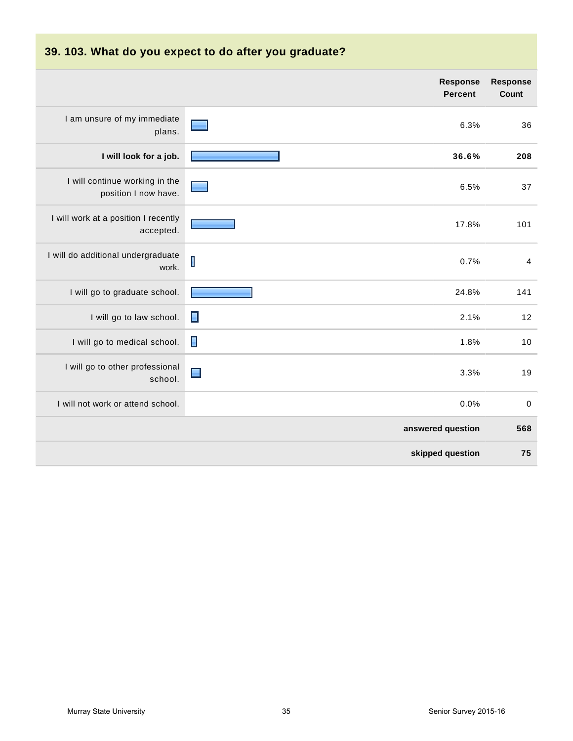## 39. 103. What do you expect to do after you graduate?

| | Response Percent | Response Count |
|---|---|---|
| I am unsure of my immediate plans. | 6.3% | 36 |
| **I will look for a job.** | **36.6%** | **208** |
| I will continue working in the position I now have. | 6.5% | 37 |
| I will work at a position I recently accepted. | 17.8% | 101 |
| I will do additional undergraduate work. | 0.7% | 4 |
| I will go to graduate school. | 24.8% | 141 |
| I will go to law school. | 2.1% | 12 |
| I will go to medical school. | 1.8% | 10 |
| I will go to other professional school. | 3.3% | 19 |
| I will not work or attend school. | 0.0% | 0 |
| | **answered question** | **568** |
| | **skipped question** | **75** |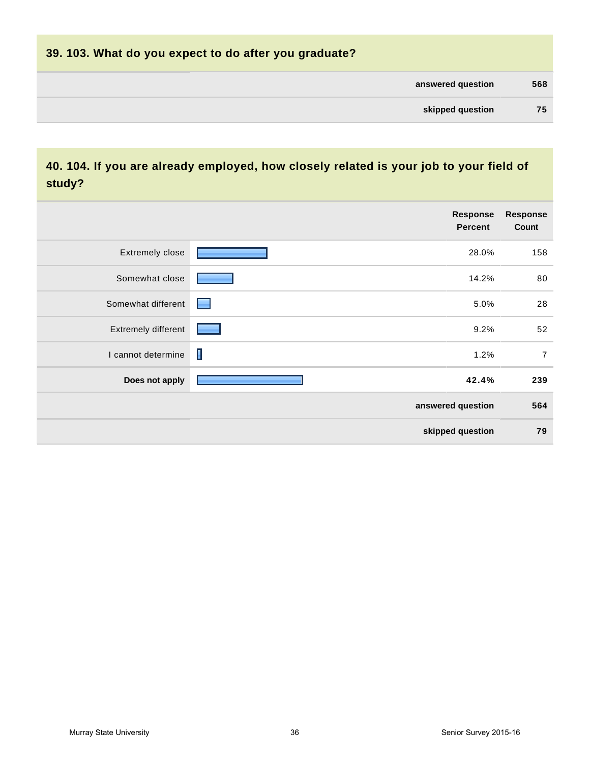## 39. 103. What do you expect to do after you graduate?

| | |
|---|---|
| **answered question** | **568** |
| **skipped question** | **75** |

## 40. 104. If you are already employed, how closely related is your job to your field of study?

| | Response Percent | Response Count |
|---|---|---|
| Extremely close | 28.0% | 158 |
| Somewhat close | 14.2% | 80 |
| Somewhat different | 5.0% | 28 |
| Extremely different | 9.2% | 52 |
| I cannot determine | 1.2% | 7 |
| **Does not apply** | **42.4%** | **239** |
| | **answered question** | **564** |
| | **skipped question** | **79** |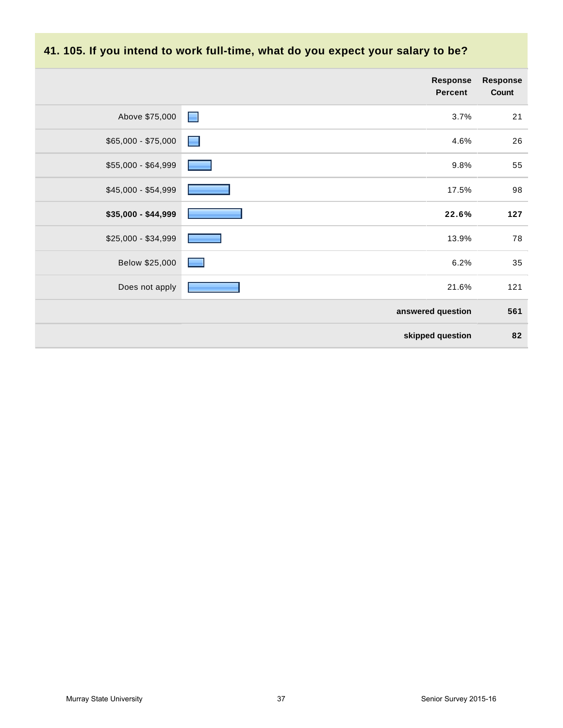## 41. 105. If you intend to work full-time, what do you expect your salary to be?

| | Response Percent | Response Count |
|---|---|---|
| Above $75,000 | 3.7% | 21 |
| $65,000 - $75,000 | 4.6% | 26 |
| $55,000 - $64,999 | 9.8% | 55 |
| $45,000 - $54,999 | 17.5% | 98 |
| **$35,000 - $44,999** | **22.6%** | **127** |
| $25,000 - $34,999 | 13.9% | 78 |
| Below $25,000 | 6.2% | 35 |
| Does not apply | 21.6% | 121 |
| | **answered question** | **561** |
| | **skipped question** | **82** |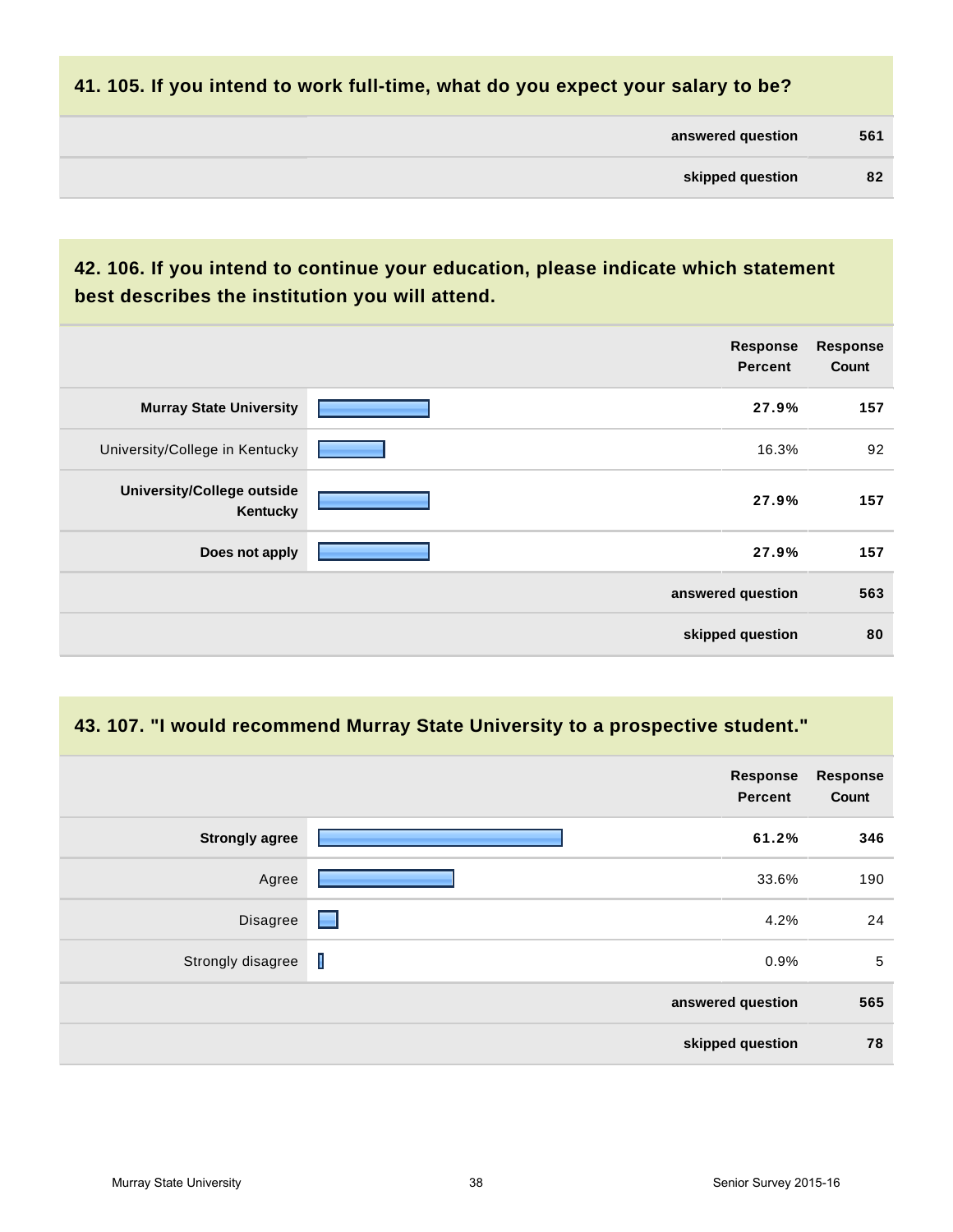## 41. 105. If you intend to work full-time, what do you expect your salary to be?

| | |
|---|---|
| **answered question** | **561** |
| **skipped question** | **82** |

## 42. 106. If you intend to continue your education, please indicate which statement best describes the institution you will attend.

| | Response Percent | Response Count |
|---|---|---|
| **Murray State University** | **27.9%** | **157** |
| University/College in Kentucky | 16.3% | 92 |
| **University/College outside Kentucky** | **27.9%** | **157** |
| **Does not apply** | **27.9%** | **157** |
| | **answered question** | **563** |
| | **skipped question** | **80** |

## 43. 107. "I would recommend Murray State University to a prospective student."

| | Response Percent | Response Count |
|---|---|---|
| **Strongly agree** | **61.2%** | **346** |
| Agree | 33.6% | 190 |
| Disagree | 4.2% | 24 |
| Strongly disagree | 0.9% | 5 |
| | **answered question** | **565** |
| | **skipped question** | **78** |